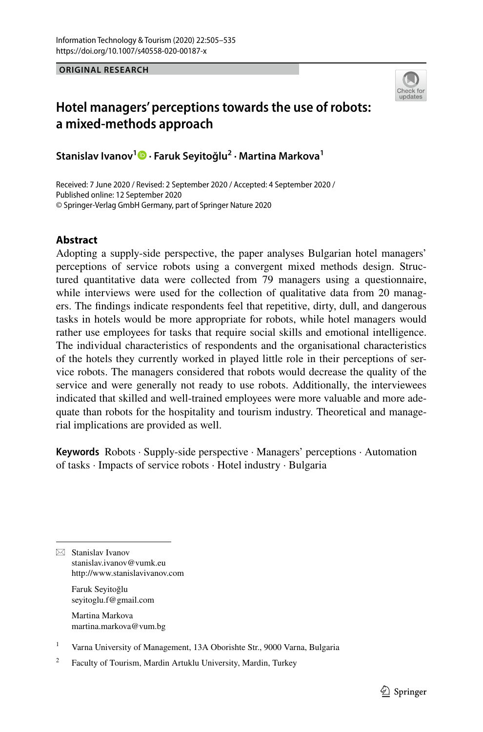ORIGINAL RESEARCH

# Hotel managers' perceptions towards the use of robots: a mixed-methods approach

**Stanislav Ivanov[1] · Faruk Seyitoğlu[2] · Martina Markova[1]**

Received: 7 June 2020 / Revised: 2 September 2020 / Accepted: 4 September 2020 / Published online: 12 September 2020
© Springer-Verlag GmbH Germany, part of Springer Nature 2020

## Abstract

Adopting a supply-side perspective, the paper analyses Bulgarian hotel managers' perceptions of service robots using a convergent mixed methods design. Structured quantitative data were collected from 79 managers using a questionnaire, while interviews were used for the collection of qualitative data from 20 managers. The findings indicate respondents feel that repetitive, dirty, dull, and dangerous tasks in hotels would be more appropriate for robots, while hotel managers would rather use employees for tasks that require social skills and emotional intelligence. The individual characteristics of respondents and the organisational characteristics of the hotels they currently worked in played little role in their perceptions of service robots. The managers considered that robots would decrease the quality of the service and were generally not ready to use robots. Additionally, the interviewees indicated that skilled and well-trained employees were more valuable and more adequate than robots for the hospitality and tourism industry. Theoretical and managerial implications are provided as well.

**Keywords** Robots · Supply-side perspective · Managers' perceptions · Automation of tasks · Impacts of service robots · Hotel industry · Bulgaria

---

✉ Stanislav Ivanov
stanislav.ivanov@vumk.eu
http://www.stanislavivanov.com

Faruk Seyitoğlu
seyitoglu.f@gmail.com

Martina Markova
martina.markova@vum.bg

[1] Varna University of Management, 13A Oborishte Str., 9000 Varna, Bulgaria

[2] Faculty of Tourism, Mardin Artuklu University, Mardin, Turkey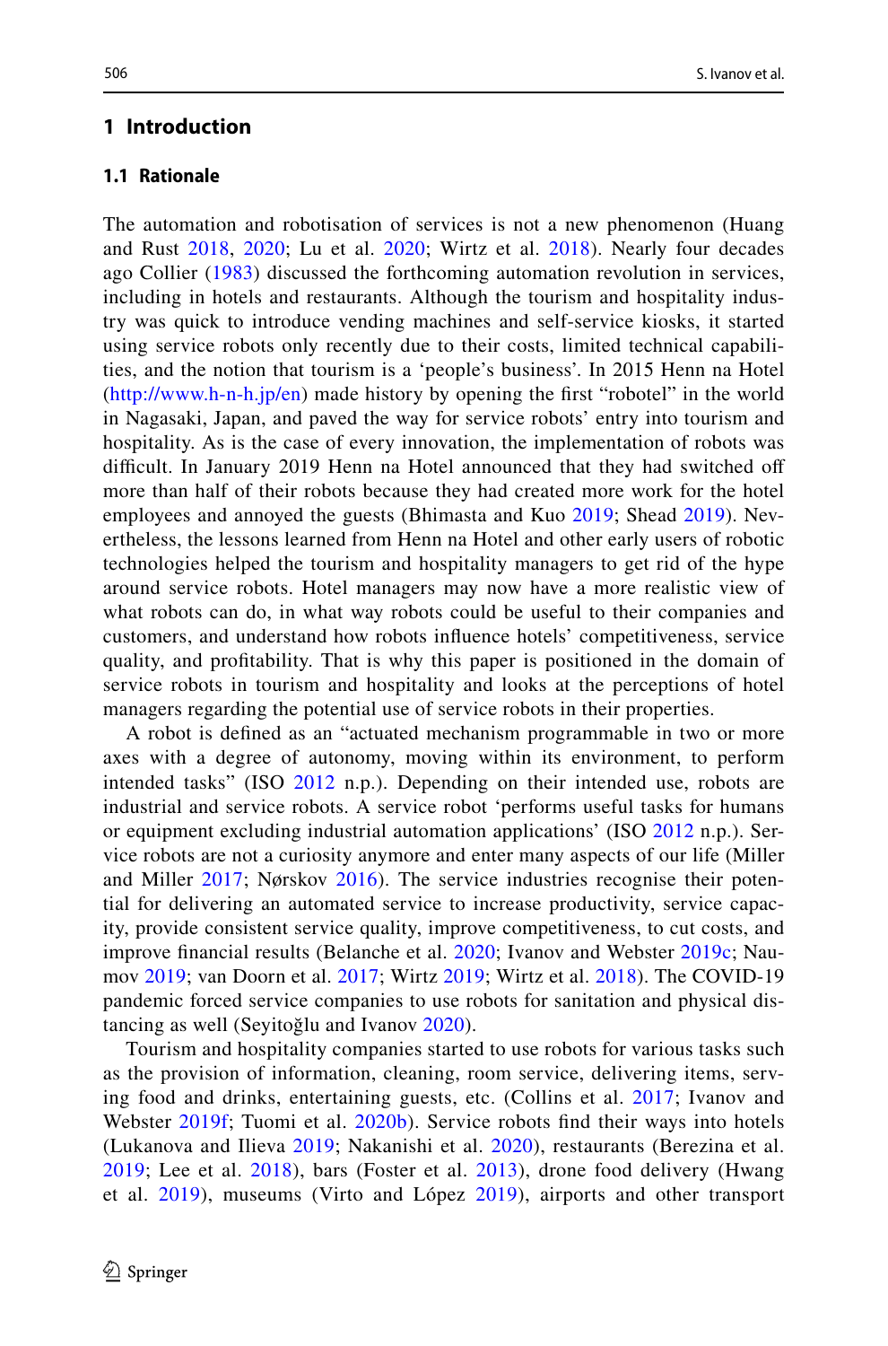# 1 Introduction

## 1.1 Rationale

The automation and robotisation of services is not a new phenomenon (Huang and Rust 2018, 2020; Lu et al. 2020; Wirtz et al. 2018). Nearly four decades ago Collier (1983) discussed the forthcoming automation revolution in services, including in hotels and restaurants. Although the tourism and hospitality industry was quick to introduce vending machines and self-service kiosks, it started using service robots only recently due to their costs, limited technical capabilities, and the notion that tourism is a 'people's business'. In 2015 Henn na Hotel (http://www.h-n-h.jp/en) made history by opening the first "robotel" in the world in Nagasaki, Japan, and paved the way for service robots' entry into tourism and hospitality. As is the case of every innovation, the implementation of robots was difficult. In January 2019 Henn na Hotel announced that they had switched off more than half of their robots because they had created more work for the hotel employees and annoyed the guests (Bhimasta and Kuo 2019; Shead 2019). Nevertheless, the lessons learned from Henn na Hotel and other early users of robotic technologies helped the tourism and hospitality managers to get rid of the hype around service robots. Hotel managers may now have a more realistic view of what robots can do, in what way robots could be useful to their companies and customers, and understand how robots influence hotels' competitiveness, service quality, and profitability. That is why this paper is positioned in the domain of service robots in tourism and hospitality and looks at the perceptions of hotel managers regarding the potential use of service robots in their properties.

A robot is defined as an "actuated mechanism programmable in two or more axes with a degree of autonomy, moving within its environment, to perform intended tasks" (ISO 2012 n.p.). Depending on their intended use, robots are industrial and service robots. A service robot 'performs useful tasks for humans or equipment excluding industrial automation applications' (ISO 2012 n.p.). Service robots are not a curiosity anymore and enter many aspects of our life (Miller and Miller 2017; Nørskov 2016). The service industries recognise their potential for delivering an automated service to increase productivity, service capacity, provide consistent service quality, improve competitiveness, to cut costs, and improve financial results (Belanche et al. 2020; Ivanov and Webster 2019c; Naumov 2019; van Doorn et al. 2017; Wirtz 2019; Wirtz et al. 2018). The COVID-19 pandemic forced service companies to use robots for sanitation and physical distancing as well (Seyitoğlu and Ivanov 2020).

Tourism and hospitality companies started to use robots for various tasks such as the provision of information, cleaning, room service, delivering items, serving food and drinks, entertaining guests, etc. (Collins et al. 2017; Ivanov and Webster 2019f; Tuomi et al. 2020b). Service robots find their ways into hotels (Lukanova and Ilieva 2019; Nakanishi et al. 2020), restaurants (Berezina et al. 2019; Lee et al. 2018), bars (Foster et al. 2013), drone food delivery (Hwang et al. 2019), museums (Virto and López 2019), airports and other transport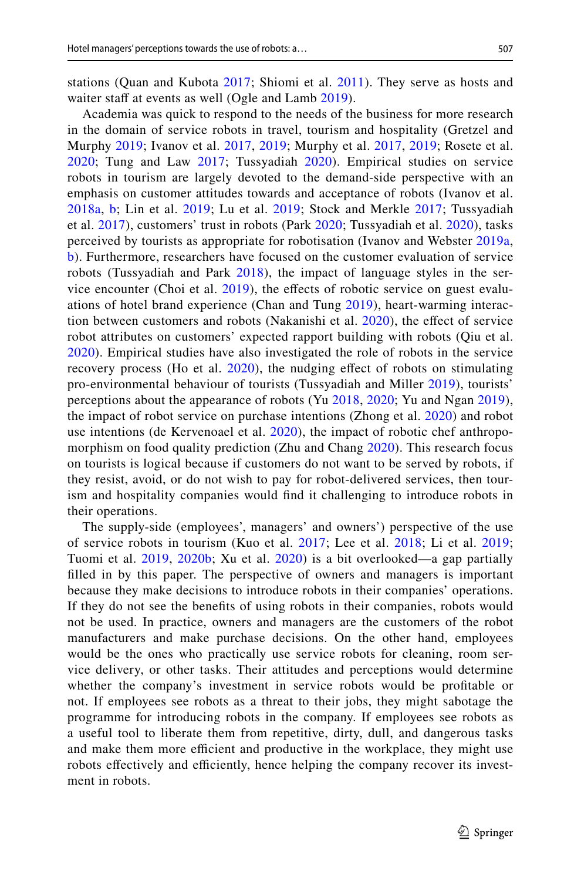stations (Quan and Kubota 2017; Shiomi et al. 2011). They serve as hosts and waiter staff at events as well (Ogle and Lamb 2019).

Academia was quick to respond to the needs of the business for more research in the domain of service robots in travel, tourism and hospitality (Gretzel and Murphy 2019; Ivanov et al. 2017, 2019; Murphy et al. 2017, 2019; Rosete et al. 2020; Tung and Law 2017; Tussyadiah 2020). Empirical studies on service robots in tourism are largely devoted to the demand-side perspective with an emphasis on customer attitudes towards and acceptance of robots (Ivanov et al. 2018a, b; Lin et al. 2019; Lu et al. 2019; Stock and Merkle 2017; Tussyadiah et al. 2017), customers' trust in robots (Park 2020; Tussyadiah et al. 2020), tasks perceived by tourists as appropriate for robotisation (Ivanov and Webster 2019a, b). Furthermore, researchers have focused on the customer evaluation of service robots (Tussyadiah and Park 2018), the impact of language styles in the service encounter (Choi et al. 2019), the effects of robotic service on guest evaluations of hotel brand experience (Chan and Tung 2019), heart-warming interaction between customers and robots (Nakanishi et al. 2020), the effect of service robot attributes on customers' expected rapport building with robots (Qiu et al. 2020). Empirical studies have also investigated the role of robots in the service recovery process (Ho et al. 2020), the nudging effect of robots on stimulating pro-environmental behaviour of tourists (Tussyadiah and Miller 2019), tourists' perceptions about the appearance of robots (Yu 2018, 2020; Yu and Ngan 2019), the impact of robot service on purchase intentions (Zhong et al. 2020) and robot use intentions (de Kervenoael et al. 2020), the impact of robotic chef anthropomorphism on food quality prediction (Zhu and Chang 2020). This research focus on tourists is logical because if customers do not want to be served by robots, if they resist, avoid, or do not wish to pay for robot-delivered services, then tourism and hospitality companies would find it challenging to introduce robots in their operations.

The supply-side (employees', managers' and owners') perspective of the use of service robots in tourism (Kuo et al. 2017; Lee et al. 2018; Li et al. 2019; Tuomi et al. 2019, 2020b; Xu et al. 2020) is a bit overlooked—a gap partially filled in by this paper. The perspective of owners and managers is important because they make decisions to introduce robots in their companies' operations. If they do not see the benefits of using robots in their companies, robots would not be used. In practice, owners and managers are the customers of the robot manufacturers and make purchase decisions. On the other hand, employees would be the ones who practically use service robots for cleaning, room service delivery, or other tasks. Their attitudes and perceptions would determine whether the company's investment in service robots would be profitable or not. If employees see robots as a threat to their jobs, they might sabotage the programme for introducing robots in the company. If employees see robots as a useful tool to liberate them from repetitive, dirty, dull, and dangerous tasks and make them more efficient and productive in the workplace, they might use robots effectively and efficiently, hence helping the company recover its investment in robots.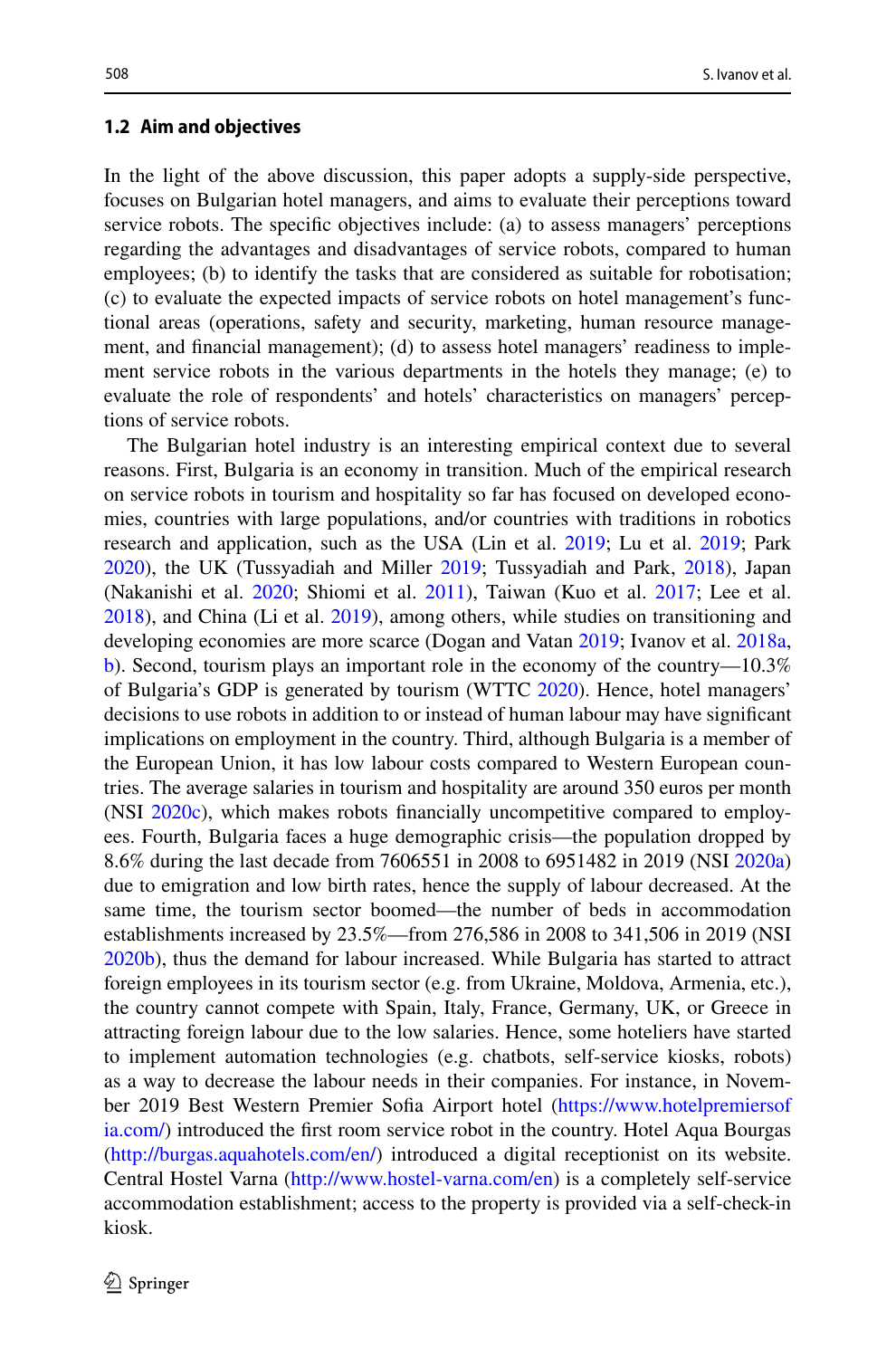### 1.2 Aim and objectives

In the light of the above discussion, this paper adopts a supply-side perspective, focuses on Bulgarian hotel managers, and aims to evaluate their perceptions toward service robots. The specific objectives include: (a) to assess managers' perceptions regarding the advantages and disadvantages of service robots, compared to human employees; (b) to identify the tasks that are considered as suitable for robotisation; (c) to evaluate the expected impacts of service robots on hotel management's functional areas (operations, safety and security, marketing, human resource management, and financial management); (d) to assess hotel managers' readiness to implement service robots in the various departments in the hotels they manage; (e) to evaluate the role of respondents' and hotels' characteristics on managers' perceptions of service robots.

The Bulgarian hotel industry is an interesting empirical context due to several reasons. First, Bulgaria is an economy in transition. Much of the empirical research on service robots in tourism and hospitality so far has focused on developed economies, countries with large populations, and/or countries with traditions in robotics research and application, such as the USA (Lin et al. 2019; Lu et al. 2019; Park 2020), the UK (Tussyadiah and Miller 2019; Tussyadiah and Park, 2018), Japan (Nakanishi et al. 2020; Shiomi et al. 2011), Taiwan (Kuo et al. 2017; Lee et al. 2018), and China (Li et al. 2019), among others, while studies on transitioning and developing economies are more scarce (Dogan and Vatan 2019; Ivanov et al. 2018a, b). Second, tourism plays an important role in the economy of the country—10.3% of Bulgaria's GDP is generated by tourism (WTTC 2020). Hence, hotel managers' decisions to use robots in addition to or instead of human labour may have significant implications on employment in the country. Third, although Bulgaria is a member of the European Union, it has low labour costs compared to Western European countries. The average salaries in tourism and hospitality are around 350 euros per month (NSI 2020c), which makes robots financially uncompetitive compared to employees. Fourth, Bulgaria faces a huge demographic crisis—the population dropped by 8.6% during the last decade from 7606551 in 2008 to 6951482 in 2019 (NSI 2020a) due to emigration and low birth rates, hence the supply of labour decreased. At the same time, the tourism sector boomed—the number of beds in accommodation establishments increased by 23.5%—from 276,586 in 2008 to 341,506 in 2019 (NSI 2020b), thus the demand for labour increased. While Bulgaria has started to attract foreign employees in its tourism sector (e.g. from Ukraine, Moldova, Armenia, etc.), the country cannot compete with Spain, Italy, France, Germany, UK, or Greece in attracting foreign labour due to the low salaries. Hence, some hoteliers have started to implement automation technologies (e.g. chatbots, self-service kiosks, robots) as a way to decrease the labour needs in their companies. For instance, in November 2019 Best Western Premier Sofia Airport hotel (https://www.hotelpremiersofia.com/) introduced the first room service robot in the country. Hotel Aqua Bourgas (http://burgas.aquahotels.com/en/) introduced a digital receptionist on its website. Central Hostel Varna (http://www.hostel-varna.com/en) is a completely self-service accommodation establishment; access to the property is provided via a self-check-in kiosk.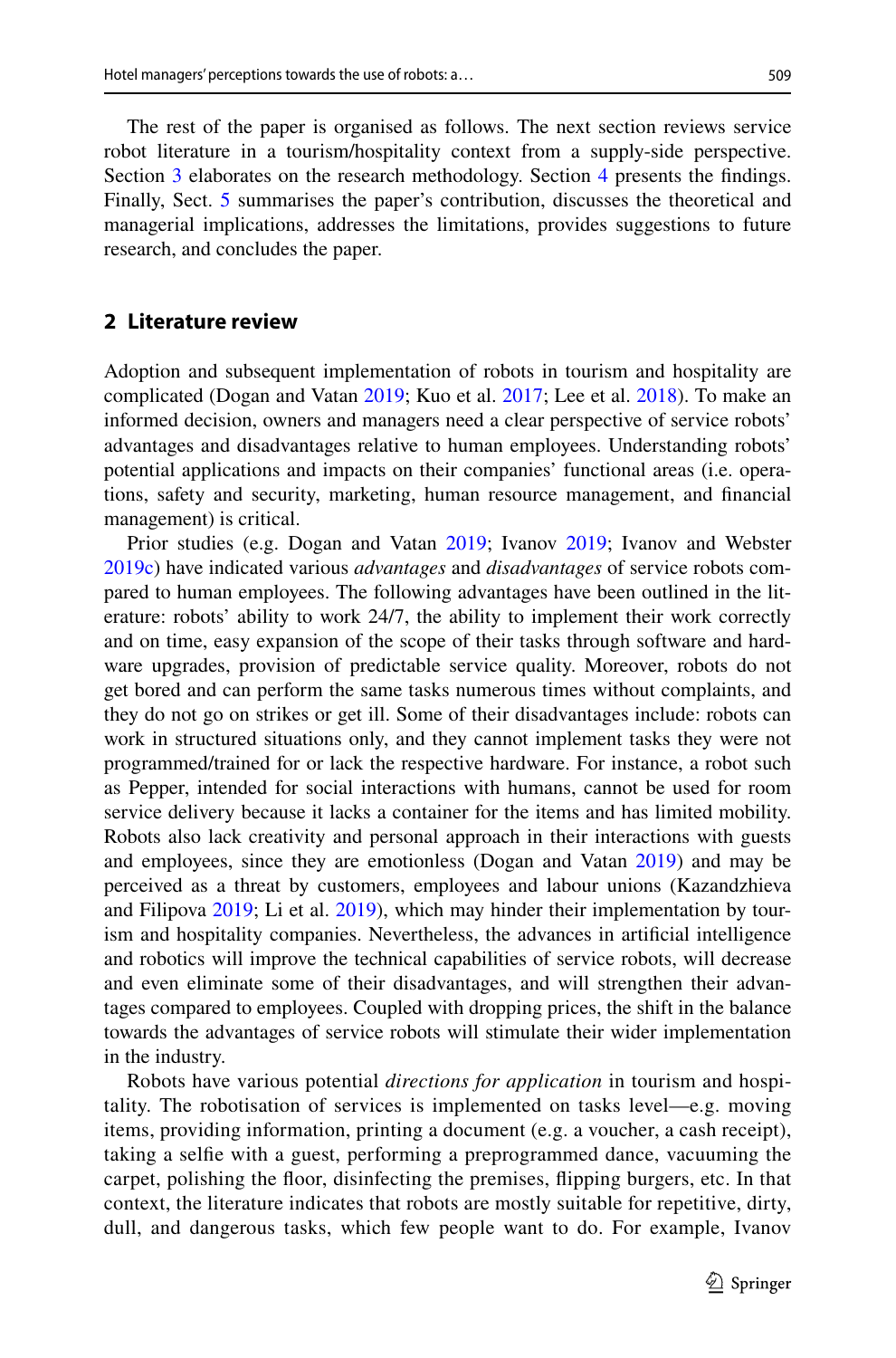The rest of the paper is organised as follows. The next section reviews service robot literature in a tourism/hospitality context from a supply-side perspective. Section 3 elaborates on the research methodology. Section 4 presents the findings. Finally, Sect. 5 summarises the paper's contribution, discusses the theoretical and managerial implications, addresses the limitations, provides suggestions to future research, and concludes the paper.

## 2 Literature review

Adoption and subsequent implementation of robots in tourism and hospitality are complicated (Dogan and Vatan 2019; Kuo et al. 2017; Lee et al. 2018). To make an informed decision, owners and managers need a clear perspective of service robots' advantages and disadvantages relative to human employees. Understanding robots' potential applications and impacts on their companies' functional areas (i.e. operations, safety and security, marketing, human resource management, and financial management) is critical.

Prior studies (e.g. Dogan and Vatan 2019; Ivanov 2019; Ivanov and Webster 2019c) have indicated various *advantages* and *disadvantages* of service robots compared to human employees. The following advantages have been outlined in the literature: robots' ability to work 24/7, the ability to implement their work correctly and on time, easy expansion of the scope of their tasks through software and hardware upgrades, provision of predictable service quality. Moreover, robots do not get bored and can perform the same tasks numerous times without complaints, and they do not go on strikes or get ill. Some of their disadvantages include: robots can work in structured situations only, and they cannot implement tasks they were not programmed/trained for or lack the respective hardware. For instance, a robot such as Pepper, intended for social interactions with humans, cannot be used for room service delivery because it lacks a container for the items and has limited mobility. Robots also lack creativity and personal approach in their interactions with guests and employees, since they are emotionless (Dogan and Vatan 2019) and may be perceived as a threat by customers, employees and labour unions (Kazandzhieva and Filipova 2019; Li et al. 2019), which may hinder their implementation by tourism and hospitality companies. Nevertheless, the advances in artificial intelligence and robotics will improve the technical capabilities of service robots, will decrease and even eliminate some of their disadvantages, and will strengthen their advantages compared to employees. Coupled with dropping prices, the shift in the balance towards the advantages of service robots will stimulate their wider implementation in the industry.

Robots have various potential *directions for application* in tourism and hospitality. The robotisation of services is implemented on tasks level—e.g. moving items, providing information, printing a document (e.g. a voucher, a cash receipt), taking a selfie with a guest, performing a preprogrammed dance, vacuuming the carpet, polishing the floor, disinfecting the premises, flipping burgers, etc. In that context, the literature indicates that robots are mostly suitable for repetitive, dirty, dull, and dangerous tasks, which few people want to do. For example, Ivanov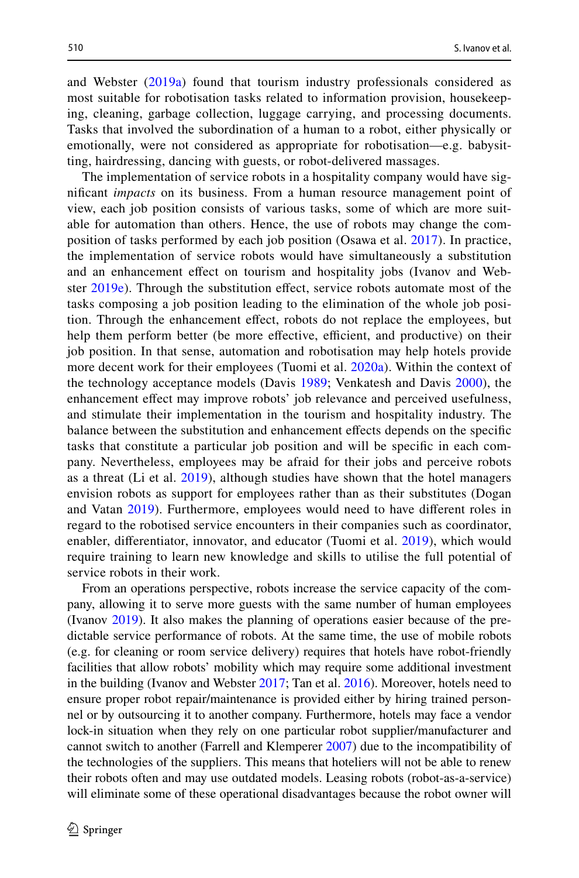and Webster (2019a) found that tourism industry professionals considered as most suitable for robotisation tasks related to information provision, housekeeping, cleaning, garbage collection, luggage carrying, and processing documents. Tasks that involved the subordination of a human to a robot, either physically or emotionally, were not considered as appropriate for robotisation—e.g. babysitting, hairdressing, dancing with guests, or robot-delivered massages.

The implementation of service robots in a hospitality company would have significant *impacts* on its business. From a human resource management point of view, each job position consists of various tasks, some of which are more suitable for automation than others. Hence, the use of robots may change the composition of tasks performed by each job position (Osawa et al. 2017). In practice, the implementation of service robots would have simultaneously a substitution and an enhancement effect on tourism and hospitality jobs (Ivanov and Webster 2019e). Through the substitution effect, service robots automate most of the tasks composing a job position leading to the elimination of the whole job position. Through the enhancement effect, robots do not replace the employees, but help them perform better (be more effective, efficient, and productive) on their job position. In that sense, automation and robotisation may help hotels provide more decent work for their employees (Tuomi et al. 2020a). Within the context of the technology acceptance models (Davis 1989; Venkatesh and Davis 2000), the enhancement effect may improve robots' job relevance and perceived usefulness, and stimulate their implementation in the tourism and hospitality industry. The balance between the substitution and enhancement effects depends on the specific tasks that constitute a particular job position and will be specific in each company. Nevertheless, employees may be afraid for their jobs and perceive robots as a threat (Li et al. 2019), although studies have shown that the hotel managers envision robots as support for employees rather than as their substitutes (Dogan and Vatan 2019). Furthermore, employees would need to have different roles in regard to the robotised service encounters in their companies such as coordinator, enabler, differentiator, innovator, and educator (Tuomi et al. 2019), which would require training to learn new knowledge and skills to utilise the full potential of service robots in their work.

From an operations perspective, robots increase the service capacity of the company, allowing it to serve more guests with the same number of human employees (Ivanov 2019). It also makes the planning of operations easier because of the predictable service performance of robots. At the same time, the use of mobile robots (e.g. for cleaning or room service delivery) requires that hotels have robot-friendly facilities that allow robots' mobility which may require some additional investment in the building (Ivanov and Webster 2017; Tan et al. 2016). Moreover, hotels need to ensure proper robot repair/maintenance is provided either by hiring trained personnel or by outsourcing it to another company. Furthermore, hotels may face a vendor lock-in situation when they rely on one particular robot supplier/manufacturer and cannot switch to another (Farrell and Klemperer 2007) due to the incompatibility of the technologies of the suppliers. This means that hoteliers will not be able to renew their robots often and may use outdated models. Leasing robots (robot-as-a-service) will eliminate some of these operational disadvantages because the robot owner will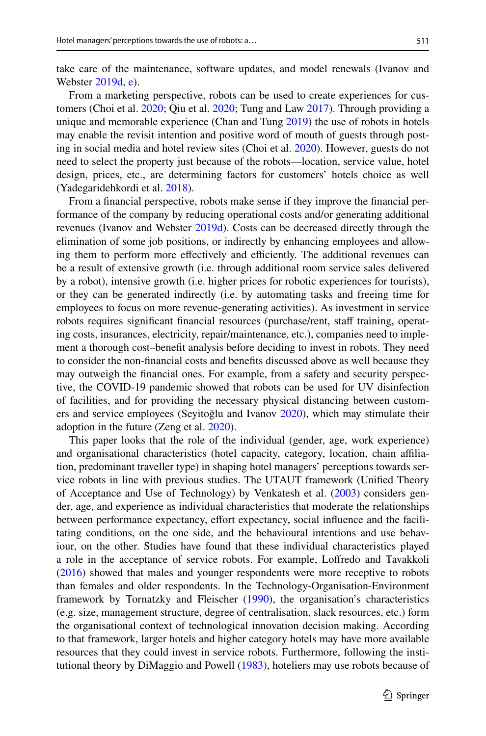take care of the maintenance, software updates, and model renewals (Ivanov and Webster 2019d, e).

From a marketing perspective, robots can be used to create experiences for customers (Choi et al. 2020; Qiu et al. 2020; Tung and Law 2017). Through providing a unique and memorable experience (Chan and Tung 2019) the use of robots in hotels may enable the revisit intention and positive word of mouth of guests through posting in social media and hotel review sites (Choi et al. 2020). However, guests do not need to select the property just because of the robots—location, service value, hotel design, prices, etc., are determining factors for customers' hotels choice as well (Yadegaridehkordi et al. 2018).

From a financial perspective, robots make sense if they improve the financial performance of the company by reducing operational costs and/or generating additional revenues (Ivanov and Webster 2019d). Costs can be decreased directly through the elimination of some job positions, or indirectly by enhancing employees and allowing them to perform more effectively and efficiently. The additional revenues can be a result of extensive growth (i.e. through additional room service sales delivered by a robot), intensive growth (i.e. higher prices for robotic experiences for tourists), or they can be generated indirectly (i.e. by automating tasks and freeing time for employees to focus on more revenue-generating activities). As investment in service robots requires significant financial resources (purchase/rent, staff training, operating costs, insurances, electricity, repair/maintenance, etc.), companies need to implement a thorough cost–benefit analysis before deciding to invest in robots. They need to consider the non-financial costs and benefits discussed above as well because they may outweigh the financial ones. For example, from a safety and security perspective, the COVID-19 pandemic showed that robots can be used for UV disinfection of facilities, and for providing the necessary physical distancing between customers and service employees (Seyitoğlu and Ivanov 2020), which may stimulate their adoption in the future (Zeng et al. 2020).

This paper looks that the role of the individual (gender, age, work experience) and organisational characteristics (hotel capacity, category, location, chain affiliation, predominant traveller type) in shaping hotel managers' perceptions towards service robots in line with previous studies. The UTAUT framework (Unified Theory of Acceptance and Use of Technology) by Venkatesh et al. (2003) considers gender, age, and experience as individual characteristics that moderate the relationships between performance expectancy, effort expectancy, social influence and the facilitating conditions, on the one side, and the behavioural intentions and use behaviour, on the other. Studies have found that these individual characteristics played a role in the acceptance of service robots. For example, Loffredo and Tavakkoli (2016) showed that males and younger respondents were more receptive to robots than females and older respondents. In the Technology-Organisation-Environment framework by Tornatzky and Fleischer (1990), the organisation's characteristics (e.g. size, management structure, degree of centralisation, slack resources, etc.) form the organisational context of technological innovation decision making. According to that framework, larger hotels and higher category hotels may have more available resources that they could invest in service robots. Furthermore, following the institutional theory by DiMaggio and Powell (1983), hoteliers may use robots because of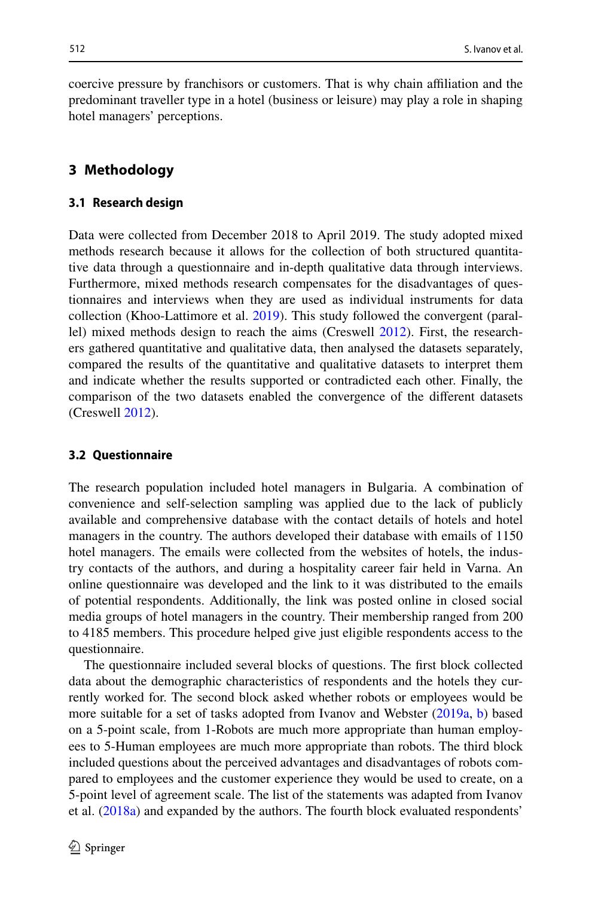coercive pressure by franchisors or customers. That is why chain affiliation and the predominant traveller type in a hotel (business or leisure) may play a role in shaping hotel managers' perceptions.

## 3 Methodology

### 3.1 Research design

Data were collected from December 2018 to April 2019. The study adopted mixed methods research because it allows for the collection of both structured quantitative data through a questionnaire and in-depth qualitative data through interviews. Furthermore, mixed methods research compensates for the disadvantages of questionnaires and interviews when they are used as individual instruments for data collection (Khoo-Lattimore et al. 2019). This study followed the convergent (parallel) mixed methods design to reach the aims (Creswell 2012). First, the researchers gathered quantitative and qualitative data, then analysed the datasets separately, compared the results of the quantitative and qualitative datasets to interpret them and indicate whether the results supported or contradicted each other. Finally, the comparison of the two datasets enabled the convergence of the different datasets (Creswell 2012).

### 3.2 Questionnaire

The research population included hotel managers in Bulgaria. A combination of convenience and self-selection sampling was applied due to the lack of publicly available and comprehensive database with the contact details of hotels and hotel managers in the country. The authors developed their database with emails of 1150 hotel managers. The emails were collected from the websites of hotels, the industry contacts of the authors, and during a hospitality career fair held in Varna. An online questionnaire was developed and the link to it was distributed to the emails of potential respondents. Additionally, the link was posted online in closed social media groups of hotel managers in the country. Their membership ranged from 200 to 4185 members. This procedure helped give just eligible respondents access to the questionnaire.

The questionnaire included several blocks of questions. The first block collected data about the demographic characteristics of respondents and the hotels they currently worked for. The second block asked whether robots or employees would be more suitable for a set of tasks adopted from Ivanov and Webster (2019a, b) based on a 5-point scale, from 1-Robots are much more appropriate than human employees to 5-Human employees are much more appropriate than robots. The third block included questions about the perceived advantages and disadvantages of robots compared to employees and the customer experience they would be used to create, on a 5-point level of agreement scale. The list of the statements was adapted from Ivanov et al. (2018a) and expanded by the authors. The fourth block evaluated respondents'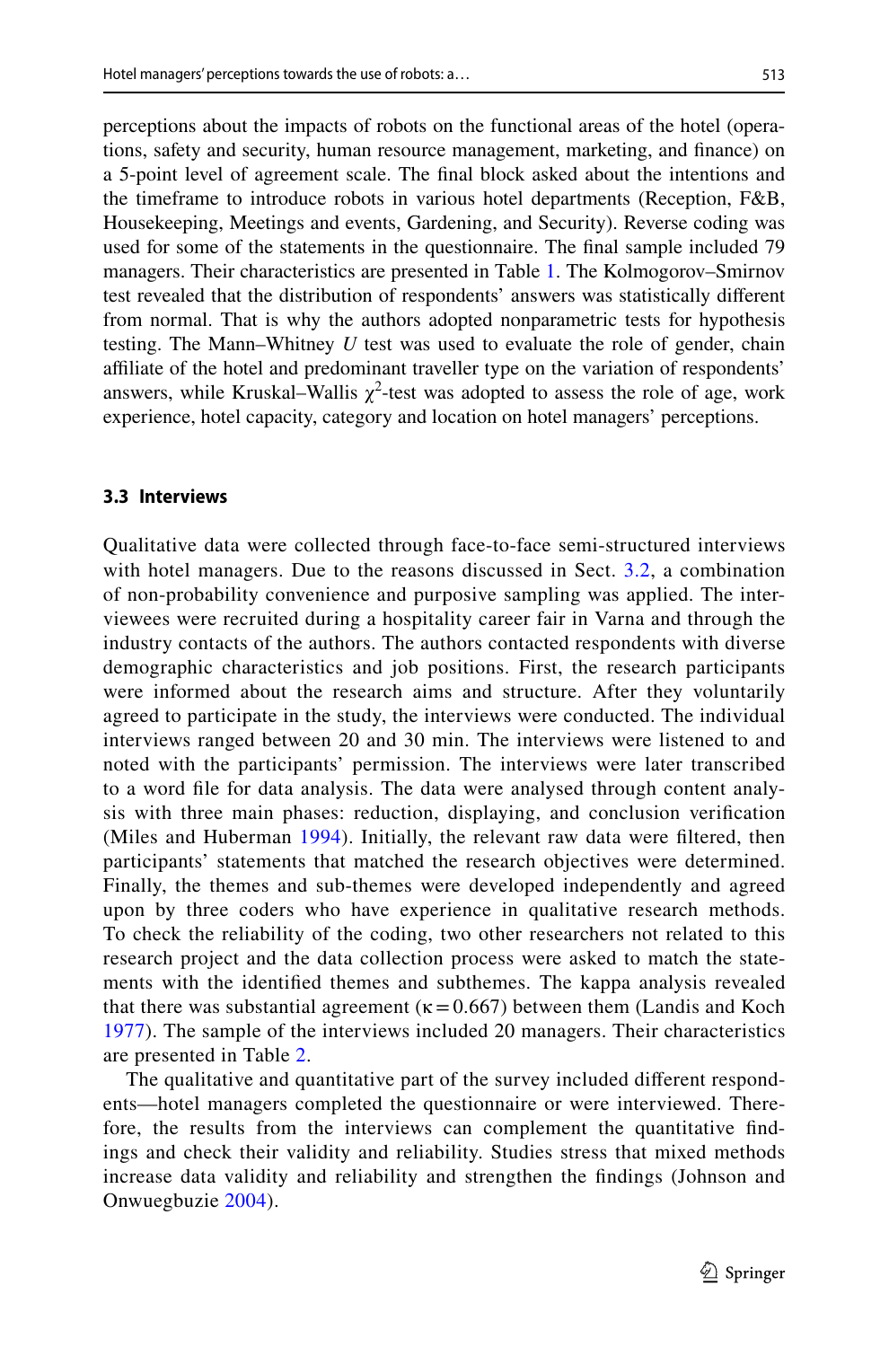perceptions about the impacts of robots on the functional areas of the hotel (operations, safety and security, human resource management, marketing, and finance) on a 5-point level of agreement scale. The final block asked about the intentions and the timeframe to introduce robots in various hotel departments (Reception, F&B, Housekeeping, Meetings and events, Gardening, and Security). Reverse coding was used for some of the statements in the questionnaire. The final sample included 79 managers. Their characteristics are presented in Table 1. The Kolmogorov–Smirnov test revealed that the distribution of respondents' answers was statistically different from normal. That is why the authors adopted nonparametric tests for hypothesis testing. The Mann–Whitney *U* test was used to evaluate the role of gender, chain affiliate of the hotel and predominant traveller type on the variation of respondents' answers, while Kruskal–Wallis $\chi^2$-test was adopted to assess the role of age, work experience, hotel capacity, category and location on hotel managers' perceptions.

### 3.3 Interviews

Qualitative data were collected through face-to-face semi-structured interviews with hotel managers. Due to the reasons discussed in Sect. 3.2, a combination of non-probability convenience and purposive sampling was applied. The interviewees were recruited during a hospitality career fair in Varna and through the industry contacts of the authors. The authors contacted respondents with diverse demographic characteristics and job positions. First, the research participants were informed about the research aims and structure. After they voluntarily agreed to participate in the study, the interviews were conducted. The individual interviews ranged between 20 and 30 min. The interviews were listened to and noted with the participants' permission. The interviews were later transcribed to a word file for data analysis. The data were analysed through content analysis with three main phases: reduction, displaying, and conclusion verification (Miles and Huberman 1994). Initially, the relevant raw data were filtered, then participants' statements that matched the research objectives were determined. Finally, the themes and sub-themes were developed independently and agreed upon by three coders who have experience in qualitative research methods. To check the reliability of the coding, two other researchers not related to this research project and the data collection process were asked to match the statements with the identified themes and subthemes. The kappa analysis revealed that there was substantial agreement ($\kappa = 0.667$) between them (Landis and Koch 1977). The sample of the interviews included 20 managers. Their characteristics are presented in Table 2.

The qualitative and quantitative part of the survey included different respondents—hotel managers completed the questionnaire or were interviewed. Therefore, the results from the interviews can complement the quantitative findings and check their validity and reliability. Studies stress that mixed methods increase data validity and reliability and strengthen the findings (Johnson and Onwuegbuzie 2004).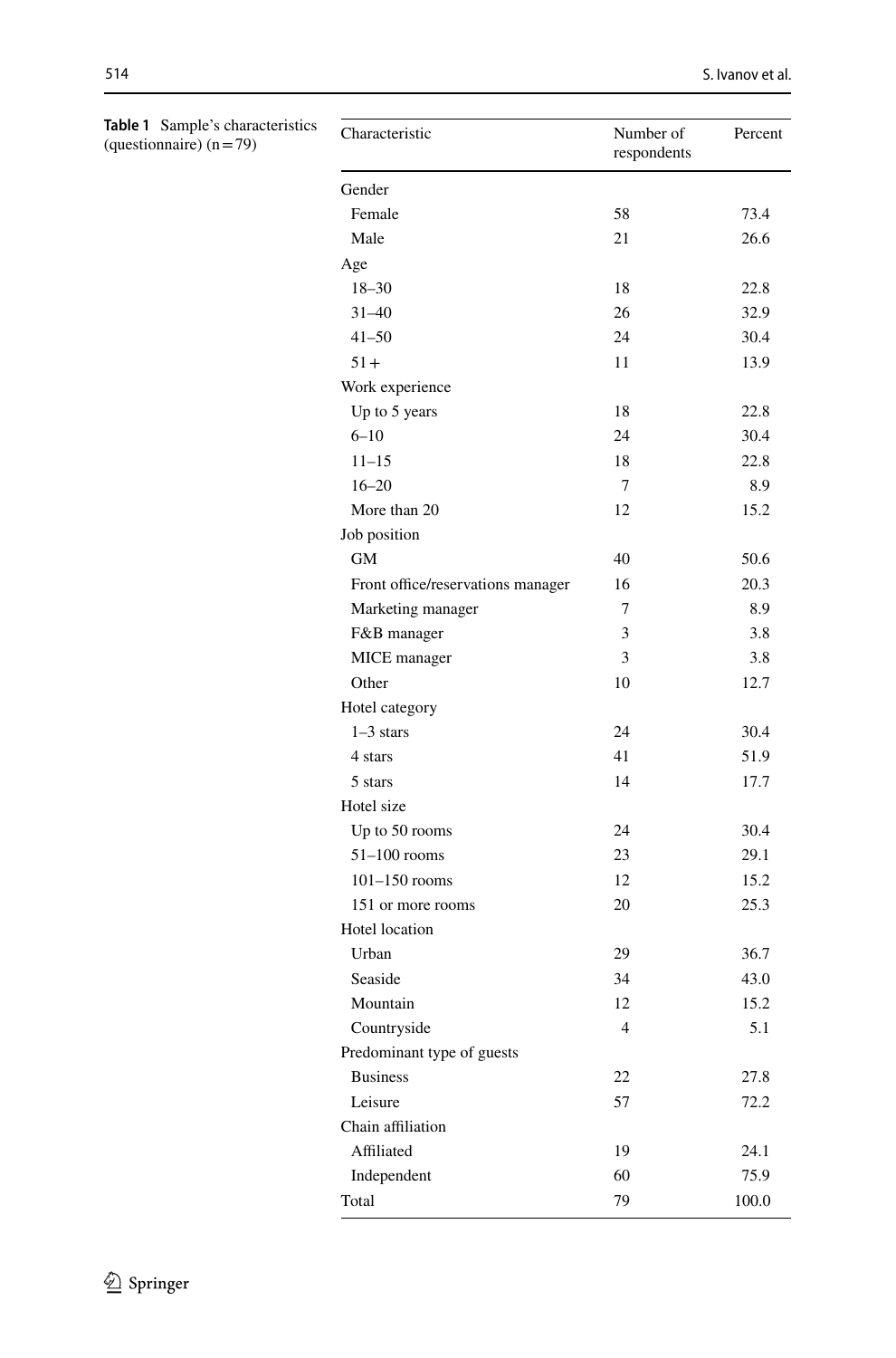**Table 1** Sample's characteristics (questionnaire) (n = 79)

| Characteristic | Number of respondents | Percent |
|---|---|---|
| Gender | | |
| Female | 58 | 73.4 |
| Male | 21 | 26.6 |
| Age | | |
| 18–30 | 18 | 22.8 |
| 31–40 | 26 | 32.9 |
| 41–50 | 24 | 30.4 |
| 51+ | 11 | 13.9 |
| Work experience | | |
| Up to 5 years | 18 | 22.8 |
| 6–10 | 24 | 30.4 |
| 11–15 | 18 | 22.8 |
| 16–20 | 7 | 8.9 |
| More than 20 | 12 | 15.2 |
| Job position | | |
| GM | 40 | 50.6 |
| Front office/reservations manager | 16 | 20.3 |
| Marketing manager | 7 | 8.9 |
| F&B manager | 3 | 3.8 |
| MICE manager | 3 | 3.8 |
| Other | 10 | 12.7 |
| Hotel category | | |
| 1–3 stars | 24 | 30.4 |
| 4 stars | 41 | 51.9 |
| 5 stars | 14 | 17.7 |
| Hotel size | | |
| Up to 50 rooms | 24 | 30.4 |
| 51–100 rooms | 23 | 29.1 |
| 101–150 rooms | 12 | 15.2 |
| 151 or more rooms | 20 | 25.3 |
| Hotel location | | |
| Urban | 29 | 36.7 |
| Seaside | 34 | 43.0 |
| Mountain | 12 | 15.2 |
| Countryside | 4 | 5.1 |
| Predominant type of guests | | |
| Business | 22 | 27.8 |
| Leisure | 57 | 72.2 |
| Chain affiliation | | |
| Affiliated | 19 | 24.1 |
| Independent | 60 | 75.9 |
| Total | 79 | 100.0 |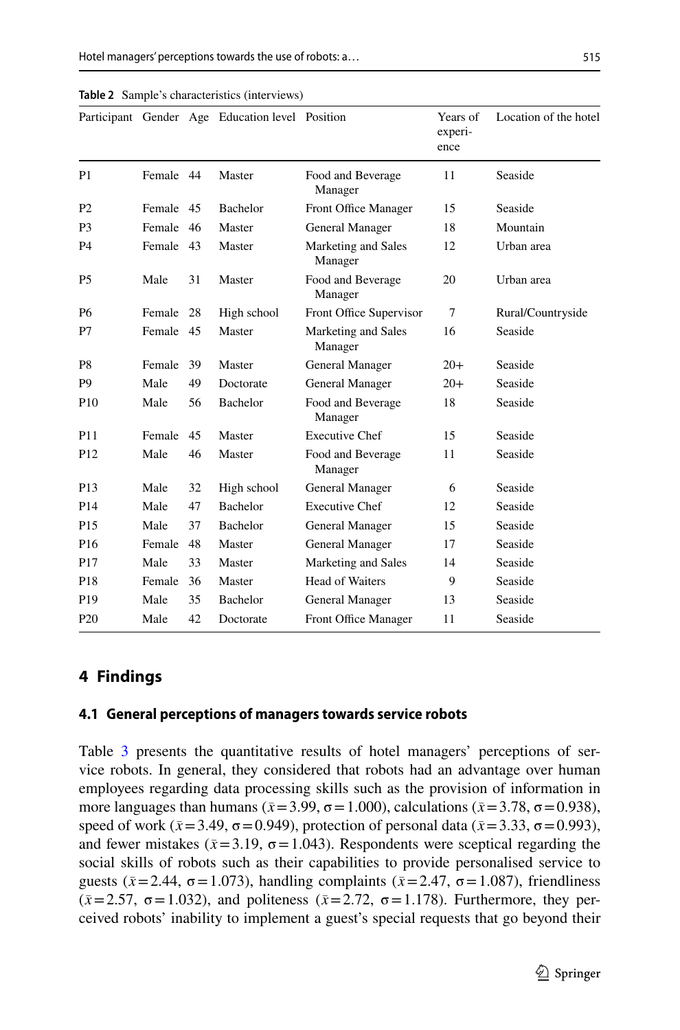**Table 2** Sample's characteristics (interviews)

| Participant | Gender | Age | Education level | Position | Years of experience | Location of the hotel |
|---|---|---|---|---|---|---|
| P1 | Female | 44 | Master | Food and Beverage Manager | 11 | Seaside |
| P2 | Female | 45 | Bachelor | Front Office Manager | 15 | Seaside |
| P3 | Female | 46 | Master | General Manager | 18 | Mountain |
| P4 | Female | 43 | Master | Marketing and Sales Manager | 12 | Urban area |
| P5 | Male | 31 | Master | Food and Beverage Manager | 20 | Urban area |
| P6 | Female | 28 | High school | Front Office Supervisor | 7 | Rural/Countryside |
| P7 | Female | 45 | Master | Marketing and Sales Manager | 16 | Seaside |
| P8 | Female | 39 | Master | General Manager | 20+ | Seaside |
| P9 | Male | 49 | Doctorate | General Manager | 20+ | Seaside |
| P10 | Male | 56 | Bachelor | Food and Beverage Manager | 18 | Seaside |
| P11 | Female | 45 | Master | Executive Chef | 15 | Seaside |
| P12 | Male | 46 | Master | Food and Beverage Manager | 11 | Seaside |
| P13 | Male | 32 | High school | General Manager | 6 | Seaside |
| P14 | Male | 47 | Bachelor | Executive Chef | 12 | Seaside |
| P15 | Male | 37 | Bachelor | General Manager | 15 | Seaside |
| P16 | Female | 48 | Master | General Manager | 17 | Seaside |
| P17 | Male | 33 | Master | Marketing and Sales | 14 | Seaside |
| P18 | Female | 36 | Master | Head of Waiters | 9 | Seaside |
| P19 | Male | 35 | Bachelor | General Manager | 13 | Seaside |
| P20 | Male | 42 | Doctorate | Front Office Manager | 11 | Seaside |

## 4 Findings

### 4.1 General perceptions of managers towards service robots

Table 3 presents the quantitative results of hotel managers' perceptions of service robots. In general, they considered that robots had an advantage over human employees regarding data processing skills such as the provision of information in more languages than humans ($\bar{x}=3.99$, $\sigma=1.000$), calculations ($\bar{x}=3.78$, $\sigma=0.938$), speed of work ($\bar{x}=3.49$, $\sigma=0.949$), protection of personal data ($\bar{x}=3.33$, $\sigma=0.993$), and fewer mistakes ($\bar{x}=3.19$, $\sigma=1.043$). Respondents were sceptical regarding the social skills of robots such as their capabilities to provide personalised service to guests ($\bar{x}=2.44$, $\sigma=1.073$), handling complaints ($\bar{x}=2.47$, $\sigma=1.087$), friendliness ($\bar{x}=2.57$, $\sigma=1.032$), and politeness ($\bar{x}=2.72$, $\sigma=1.178$). Furthermore, they perceived robots' inability to implement a guest's special requests that go beyond their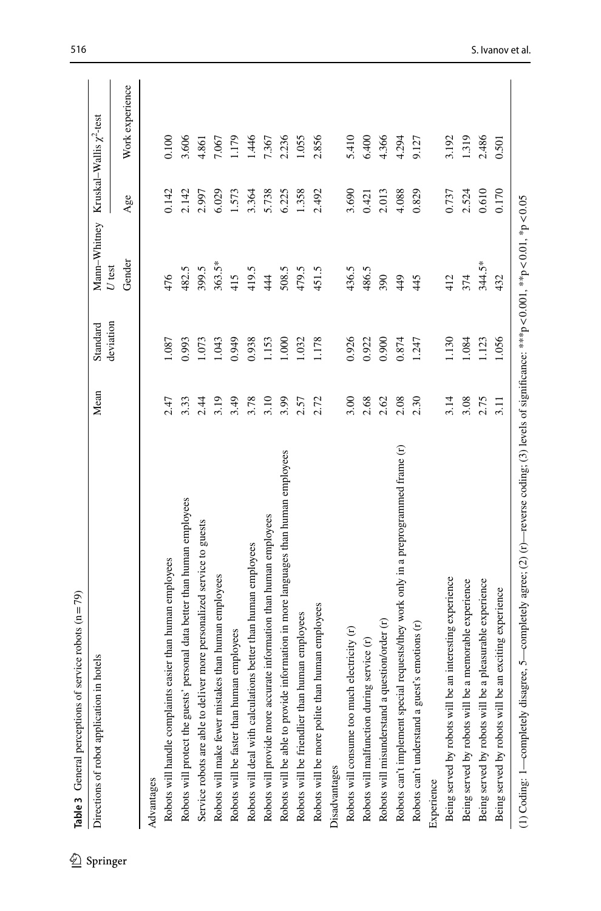**Table 3** General perceptions of service robots (n = 79)

| Directions of robot application in hotels | Mean | Standard deviation | Mann–Whitney *U* test | Kruskal–Wallis $\chi^2$-test | |
|---|---|---|---|---|---|
| | | | Gender | Age | Work experience |
| Advantages | | | | | |
| Robots will handle complaints easier than human employees | 2.47 | 1.087 | 476 | 0.142 | 0.100 |
| Robots will protect the guests' personal data better than human employees | 3.33 | 0.993 | 482.5 | 2.142 | 3.606 |
| Service robots are able to deliver more personalized service to guests | 2.44 | 1.073 | 399.5 | 2.997 | 4.861 |
| Robots will make fewer mistakes than human employees | 3.19 | 1.043 | 363.5* | 6.029 | 7.067 |
| Robots will be faster than human employees | 3.49 | 0.949 | 415 | 1.573 | 1.179 |
| Robots will deal with calculations better than human employees | 3.78 | 0.938 | 419.5 | 3.364 | 1.446 |
| Robots will provide more accurate information than human employees | 3.10 | 1.153 | 444 | 5.738 | 7.367 |
| Robots will be able to provide information in more languages than human employees | 3.99 | 1.000 | 508.5 | 6.225 | 2.236 |
| Robots will be friendlier than human employees | 2.57 | 1.032 | 479.5 | 1.358 | 1.055 |
| Robots will be more polite than human employees | 2.72 | 1.178 | 451.5 | 2.492 | 2.856 |
| Disadvantages | | | | | |
| Robots will consume too much electricity (r) | 3.00 | 0.926 | 436.5 | 3.690 | 5.410 |
| Robots will malfunction during service (r) | 2.68 | 0.922 | 486.5 | 0.421 | 6.400 |
| Robots will misunderstand a question/order (r) | 2.62 | 0.900 | 390 | 2.013 | 4.366 |
| Robots can't implement special requests/they work only in a preprogrammed frame (r) | 2.08 | 0.874 | 449 | 4.088 | 4.294 |
| Robots can't understand a guest's emotions (r) | 2.30 | 1.247 | 445 | 0.829 | 9.127 |
| Experience | | | | | |
| Being served by robots will be an interesting experience | 3.14 | 1.130 | 412 | 0.737 | 3.192 |
| Being served by robots will be a memorable experience | 3.08 | 1.084 | 374 | 2.524 | 1.319 |
| Being served by robots will be a pleasurable experience | 2.75 | 1.123 | 344.5* | 0.610 | 2.486 |
| Being served by robots will be an exciting experience | 3.11 | 1.056 | 432 | 0.170 | 0.501 |

(1) Coding: 1—completely disagree, 5—completely agree; (2) (r)—reverse coding; (3) levels of significance: ***$p < 0.001$, **$p < 0.01$, *$p < 0.05$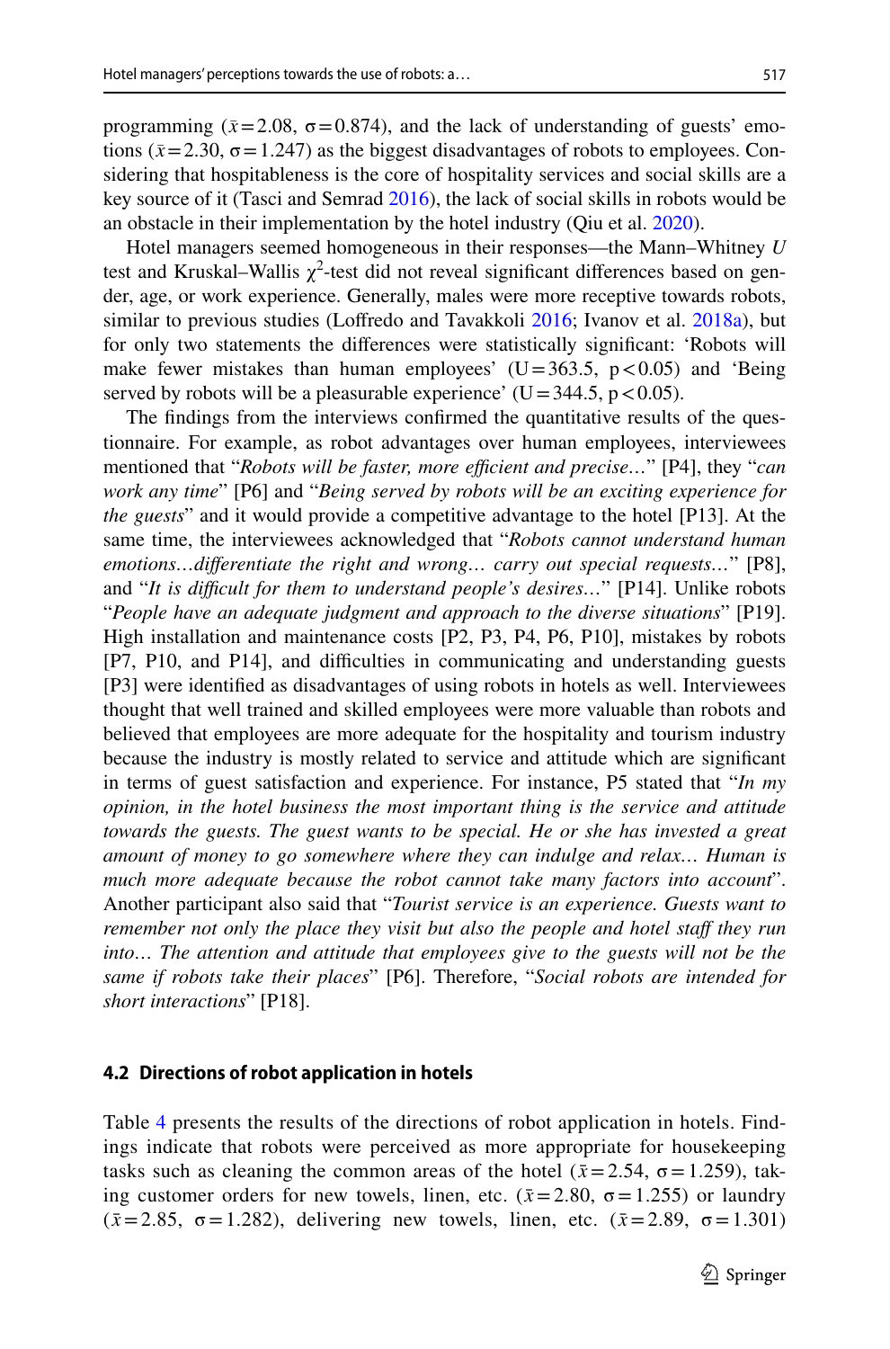programming ($\bar{x}=2.08$, $\sigma=0.874$), and the lack of understanding of guests' emotions ($\bar{x}=2.30$, $\sigma=1.247$) as the biggest disadvantages of robots to employees. Considering that hospitableness is the core of hospitality services and social skills are a key source of it (Tasci and Semrad 2016), the lack of social skills in robots would be an obstacle in their implementation by the hotel industry (Qiu et al. 2020).

Hotel managers seemed homogeneous in their responses—the Mann–Whitney *U* test and Kruskal–Wallis $\chi^2$-test did not reveal significant differences based on gender, age, or work experience. Generally, males were more receptive towards robots, similar to previous studies (Loffredo and Tavakkoli 2016; Ivanov et al. 2018a), but for only two statements the differences were statistically significant: 'Robots will make fewer mistakes than human employees' ($U=363.5$, $p<0.05$) and 'Being served by robots will be a pleasurable experience' ($U=344.5$, $p<0.05$).

The findings from the interviews confirmed the quantitative results of the questionnaire. For example, as robot advantages over human employees, interviewees mentioned that "*Robots will be faster, more efficient and precise…*" [P4], they "*can work any time*" [P6] and "*Being served by robots will be an exciting experience for the guests*" and it would provide a competitive advantage to the hotel [P13]. At the same time, the interviewees acknowledged that "*Robots cannot understand human emotions…differentiate the right and wrong… carry out special requests…*" [P8], and "*It is difficult for them to understand people's desires…*" [P14]. Unlike robots "*People have an adequate judgment and approach to the diverse situations*" [P19]. High installation and maintenance costs [P2, P3, P4, P6, P10], mistakes by robots [P7, P10, and P14], and difficulties in communicating and understanding guests [P3] were identified as disadvantages of using robots in hotels as well. Interviewees thought that well trained and skilled employees were more valuable than robots and believed that employees are more adequate for the hospitality and tourism industry because the industry is mostly related to service and attitude which are significant in terms of guest satisfaction and experience. For instance, P5 stated that "*In my opinion, in the hotel business the most important thing is the service and attitude towards the guests. The guest wants to be special. He or she has invested a great amount of money to go somewhere where they can indulge and relax… Human is much more adequate because the robot cannot take many factors into account*". Another participant also said that "*Tourist service is an experience. Guests want to remember not only the place they visit but also the people and hotel staff they run into… The attention and attitude that employees give to the guests will not be the same if robots take their places*" [P6]. Therefore, "*Social robots are intended for short interactions*" [P18].

### 4.2 Directions of robot application in hotels

Table 4 presents the results of the directions of robot application in hotels. Findings indicate that robots were perceived as more appropriate for housekeeping tasks such as cleaning the common areas of the hotel ($\bar{x}=2.54$, $\sigma=1.259$), taking customer orders for new towels, linen, etc. ($\bar{x}=2.80$, $\sigma=1.255$) or laundry ($\bar{x}=2.85$, $\sigma=1.282$), delivering new towels, linen, etc. ($\bar{x}=2.89$, $\sigma=1.301$)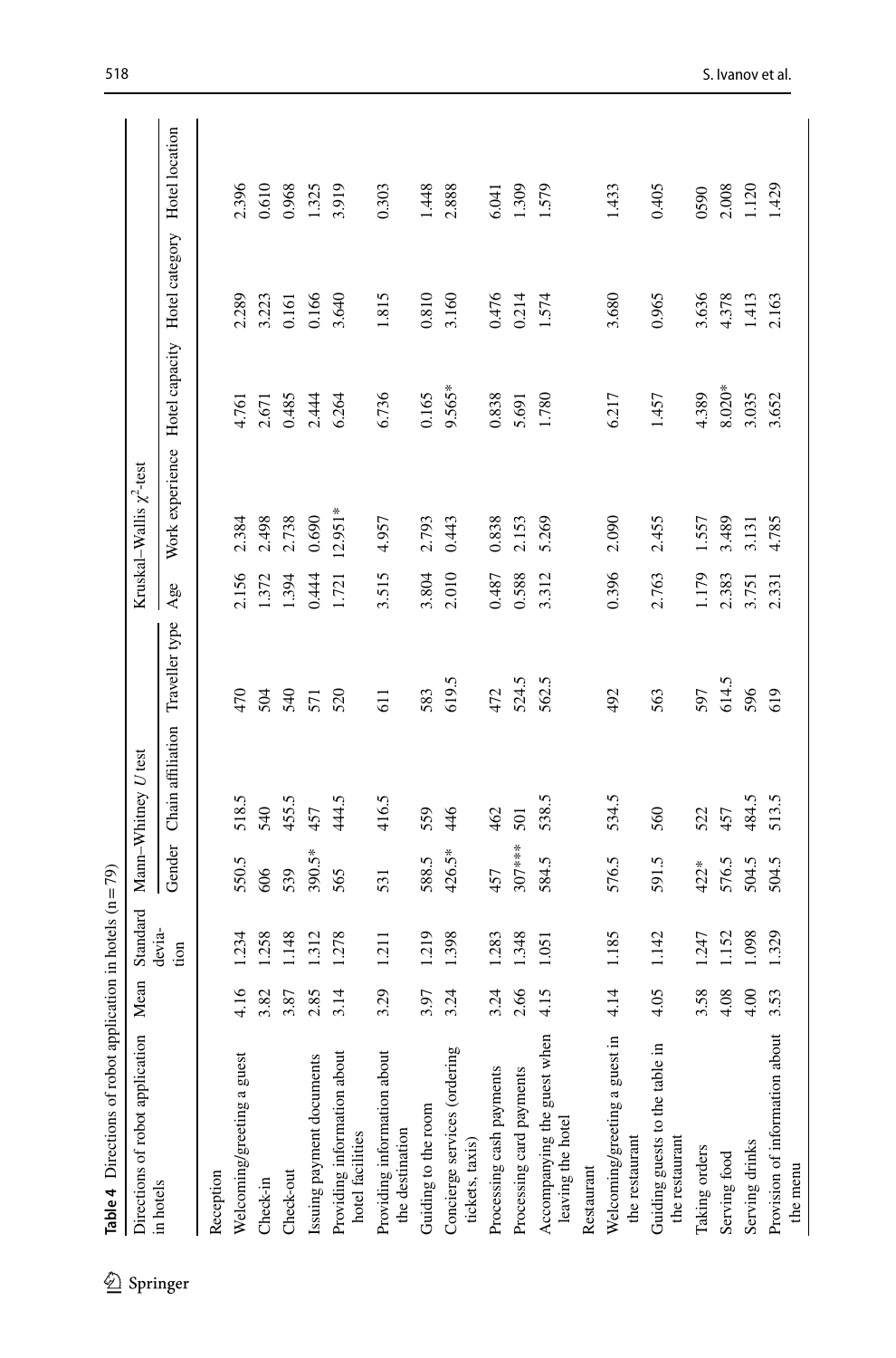**Table 4** Directions of robot application in hotels (n = 79)

| Directions of robot application in hotels | Mean | Standard deviation | Mann–Whitney *U* test | | | Kruskal–Wallis $\chi^2$-test | | | | |
|---|---|---|---|---|---|---|---|---|---|---|
| | | | Gender | Chain affiliation | Traveller type | Age | Work experience | Hotel capacity | Hotel category | Hotel location |
| Reception | | | | | | | | | | |
| Welcoming/greeting a guest | 4.16 | 1.234 | 550.5 | 518.5 | 470 | 2.156 | 2.384 | 4.761 | 2.289 | 2.396 |
| Check-in | 3.82 | 1.258 | 606 | 540 | 504 | 1.372 | 2.498 | 2.671 | 3.223 | 0.610 |
| Check-out | 3.87 | 1.148 | 539 | 455.5 | 540 | 1.394 | 2.738 | 0.485 | 0.161 | 0.968 |
| Issuing payment documents | 2.85 | 1.312 | 390.5* | 457 | 571 | 0.444 | 0.690 | 2.444 | 0.166 | 1.325 |
| Providing information about hotel facilities | 3.14 | 1.278 | 565 | 444.5 | 520 | 1.721 | 12.951* | 6.264 | 3.640 | 3.919 |
| Providing information about the destination | 3.29 | 1.211 | 531 | 416.5 | 611 | 3.515 | 4.957 | 6.736 | 1.815 | 0.303 |
| Guiding to the room | 3.97 | 1.219 | 588.5 | 559 | 583 | 3.804 | 2.793 | 0.165 | 0.810 | 1.448 |
| Concierge services (ordering tickets, taxis) | 3.24 | 1.398 | 426.5* | 446 | 619.5 | 2.010 | 0.443 | 9.565* | 3.160 | 2.888 |
| Processing cash payments | 3.24 | 1.283 | 457 | 462 | 472 | 0.487 | 0.838 | 0.838 | 0.476 | 6.041 |
| Processing card payments | 2.66 | 1.348 | 307*** | 501 | 524.5 | 0.588 | 2.153 | 5.691 | 0.214 | 1.309 |
| Accompanying the guest when leaving the hotel | 4.15 | 1.051 | 584.5 | 538.5 | 562.5 | 3.312 | 5.269 | 1.780 | 1.574 | 1.579 |
| Restaurant | | | | | | | | | | |
| Welcoming/greeting a guest in the restaurant | 4.14 | 1.185 | 576.5 | 534.5 | 492 | 0.396 | 2.090 | 6.217 | 3.680 | 1.433 |
| Guiding guests to the table in the restaurant | 4.05 | 1.142 | 591.5 | 560 | 563 | 2.763 | 2.455 | 1.457 | 0.965 | 0.405 |
| Taking orders | 3.58 | 1.247 | 422* | 522 | 597 | 1.179 | 1.557 | 4.389 | 3.636 | 0590 |
| Serving food | 4.08 | 1.152 | 576.5 | 457 | 614.5 | 2.383 | 3.489 | 8.020* | 4.378 | 2.008 |
| Serving drinks | 4.00 | 1.098 | 504.5 | 484.5 | 596 | 3.751 | 3.131 | 3.035 | 1.413 | 1.120 |
| Provision of information about the menu | 3.53 | 1.329 | 504.5 | 513.5 | 619 | 2.331 | 4.785 | 3.652 | 2.163 | 1.429 |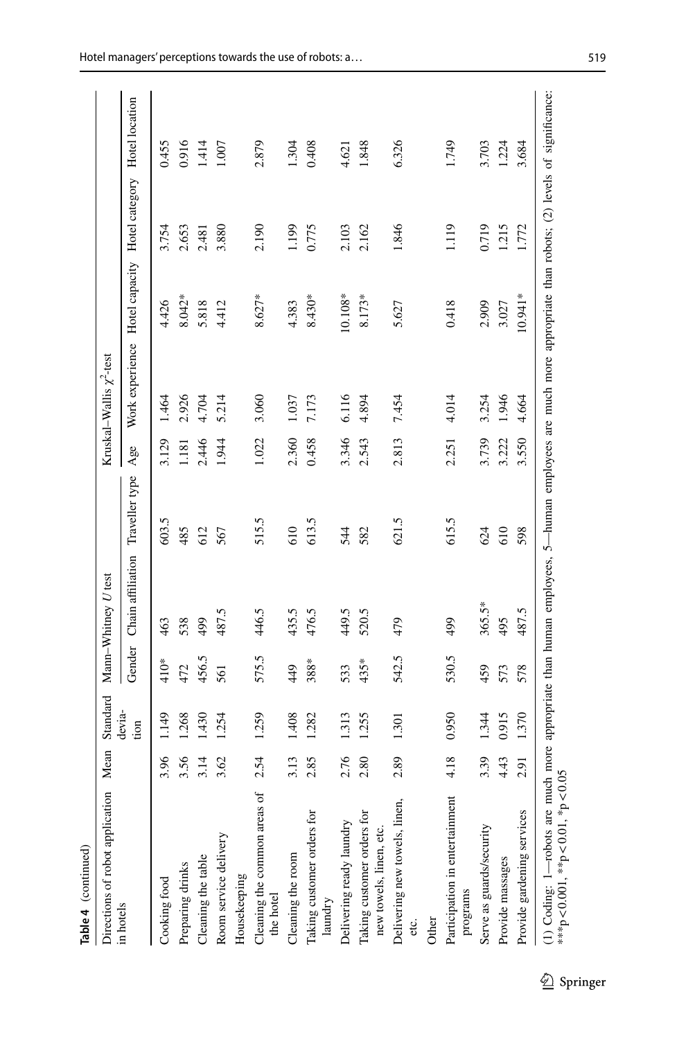**Table 4** (continued)

| Directions of robot application in hotels | Mean | Standard deviation | Mann–Whitney *U* test | | | Kruskal–Wallis $\chi^2$-test | | | | |
|---|---|---|---|---|---|---|---|---|---|---|
| | | | Gender | Chain affiliation | Traveller type | Age | Work experience | Hotel capacity | Hotel category | Hotel location |
| Cooking food | 3.96 | 1.149 | 410* | 463 | 603.5 | 3.129 | 1.464 | 4.426 | 3.754 | 0.455 |
| Preparing drinks | 3.56 | 1.268 | 472 | 538 | 485 | 1.181 | 2.926 | 8.042* | 2.653 | 0.916 |
| Cleaning the table | 3.14 | 1.430 | 456.5 | 499 | 612 | 2.446 | 4.704 | 5.818 | 2.481 | 1.414 |
| Room service delivery | 3.62 | 1.254 | 561 | 487.5 | 567 | 1.944 | 5.214 | 4.412 | 3.880 | 1.007 |
| Housekeeping | | | | | | | | | | |
| Cleaning the common areas of the hotel | 2.54 | 1.259 | 575.5 | 446.5 | 515.5 | 1.022 | 3.060 | 8.627* | 2.190 | 2.879 |
| Cleaning the room | 3.13 | 1.408 | 449 | 435.5 | 610 | 2.360 | 1.037 | 4.383 | 1.199 | 1.304 |
| Taking customer orders for laundry | 2.85 | 1.282 | 388* | 476.5 | 613.5 | 0.458 | 7.173 | 8.430* | 0.775 | 0.408 |
| Delivering ready laundry | 2.76 | 1.313 | 533 | 449.5 | 544 | 3.346 | 6.116 | 10.108* | 2.103 | 4.621 |
| Taking customer orders for new towels, linen, etc. | 2.80 | 1.255 | 435* | 520.5 | 582 | 2.543 | 4.894 | 8.173* | 2.162 | 1.848 |
| Delivering new towels, linen, etc. | 2.89 | 1.301 | 542.5 | 479 | 621.5 | 2.813 | 7.454 | 5.627 | 1.846 | 6.326 |
| Other | | | | | | | | | | |
| Participation in entertainment programs | 4.18 | 0.950 | 530.5 | 499 | 615.5 | 2.251 | 4.014 | 0.418 | 1.119 | 1.749 |
| Serve as guards/security | 3.39 | 1.344 | 459 | 365.5* | 624 | 3.739 | 3.254 | 2.909 | 0.719 | 3.703 |
| Provide massages | 4.43 | 0.915 | 573 | 495 | 610 | 3.222 | 1.946 | 3.027 | 1.215 | 1.224 |
| Provide gardening services | 2.91 | 1.370 | 578 | 487.5 | 598 | 3.550 | 4.664 | 10.941* | 1.772 | 3.684 |

(1) Coding: 1—robots are much more appropriate than human employees, 5—human employees are much more appropriate than robots; (2) levels of significance: ***$p < 0.001$, **$p < 0.01$, *$p < 0.05$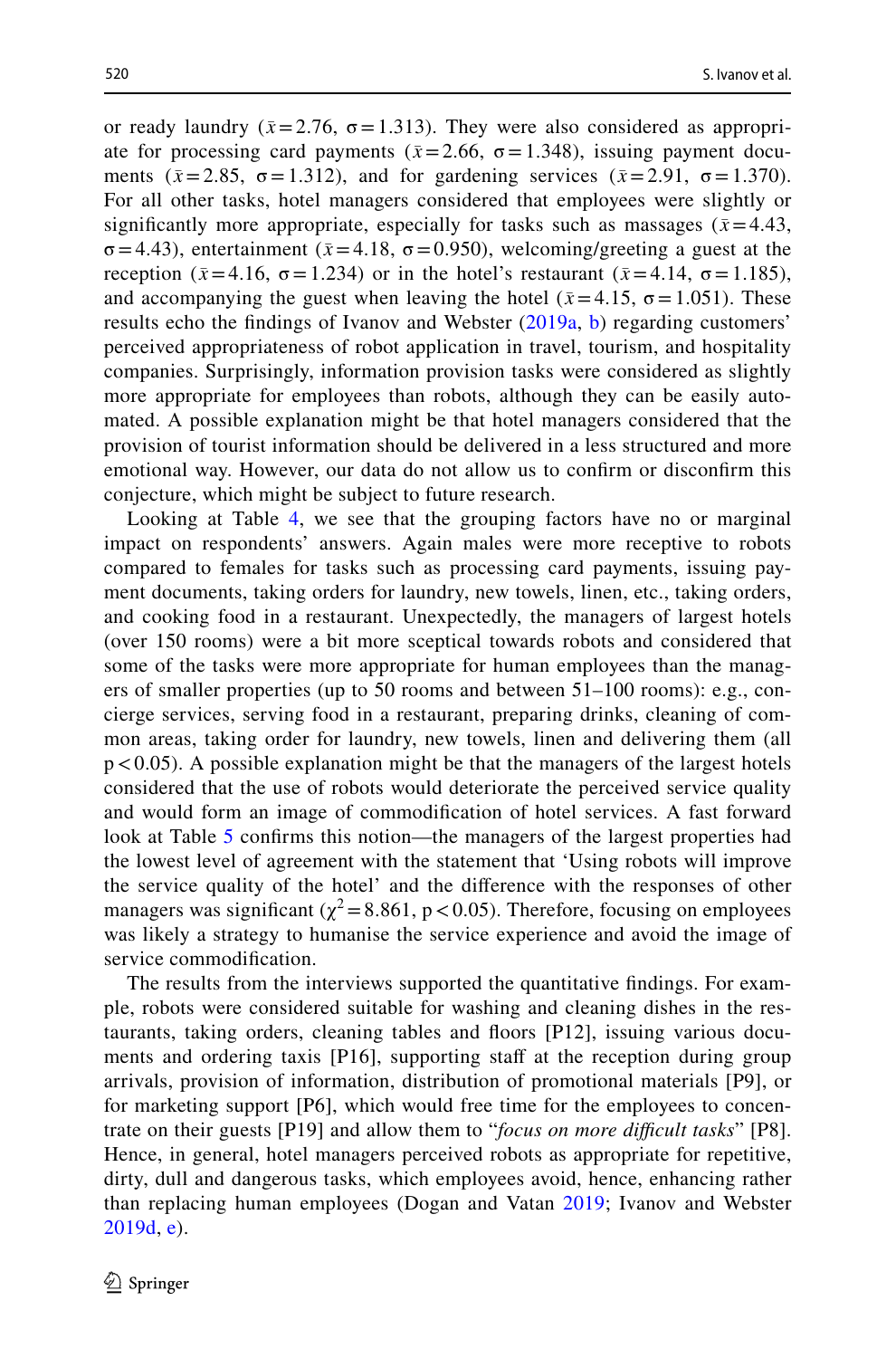or ready laundry ($\bar{x}=2.76$, $\sigma=1.313$). They were also considered as appropriate for processing card payments ($\bar{x}=2.66$, $\sigma=1.348$), issuing payment documents ($\bar{x}=2.85$, $\sigma=1.312$), and for gardening services ($\bar{x}=2.91$, $\sigma=1.370$). For all other tasks, hotel managers considered that employees were slightly or significantly more appropriate, especially for tasks such as massages ($\bar{x}=4.43$, $\sigma=4.43$), entertainment ($\bar{x}=4.18$, $\sigma=0.950$), welcoming/greeting a guest at the reception ($\bar{x}=4.16$, $\sigma=1.234$) or in the hotel's restaurant ($\bar{x}=4.14$, $\sigma=1.185$), and accompanying the guest when leaving the hotel ($\bar{x}=4.15$, $\sigma=1.051$). These results echo the findings of Ivanov and Webster (2019a, b) regarding customers' perceived appropriateness of robot application in travel, tourism, and hospitality companies. Surprisingly, information provision tasks were considered as slightly more appropriate for employees than robots, although they can be easily automated. A possible explanation might be that hotel managers considered that the provision of tourist information should be delivered in a less structured and more emotional way. However, our data do not allow us to confirm or disconfirm this conjecture, which might be subject to future research.

Looking at Table 4, we see that the grouping factors have no or marginal impact on respondents' answers. Again males were more receptive to robots compared to females for tasks such as processing card payments, issuing payment documents, taking orders for laundry, new towels, linen, etc., taking orders, and cooking food in a restaurant. Unexpectedly, the managers of largest hotels (over 150 rooms) were a bit more sceptical towards robots and considered that some of the tasks were more appropriate for human employees than the managers of smaller properties (up to 50 rooms and between 51–100 rooms): e.g., concierge services, serving food in a restaurant, preparing drinks, cleaning of common areas, taking order for laundry, new towels, linen and delivering them (all $p<0.05$). A possible explanation might be that the managers of the largest hotels considered that the use of robots would deteriorate the perceived service quality and would form an image of commodification of hotel services. A fast forward look at Table 5 confirms this notion—the managers of the largest properties had the lowest level of agreement with the statement that 'Using robots will improve the service quality of the hotel' and the difference with the responses of other managers was significant ($\chi^2=8.861$, $p<0.05$). Therefore, focusing on employees was likely a strategy to humanise the service experience and avoid the image of service commodification.

The results from the interviews supported the quantitative findings. For example, robots were considered suitable for washing and cleaning dishes in the restaurants, taking orders, cleaning tables and floors [P12], issuing various documents and ordering taxis [P16], supporting staff at the reception during group arrivals, provision of information, distribution of promotional materials [P9], or for marketing support [P6], which would free time for the employees to concentrate on their guests [P19] and allow them to "*focus on more difficult tasks*" [P8]. Hence, in general, hotel managers perceived robots as appropriate for repetitive, dirty, dull and dangerous tasks, which employees avoid, hence, enhancing rather than replacing human employees (Dogan and Vatan 2019; Ivanov and Webster 2019d, e).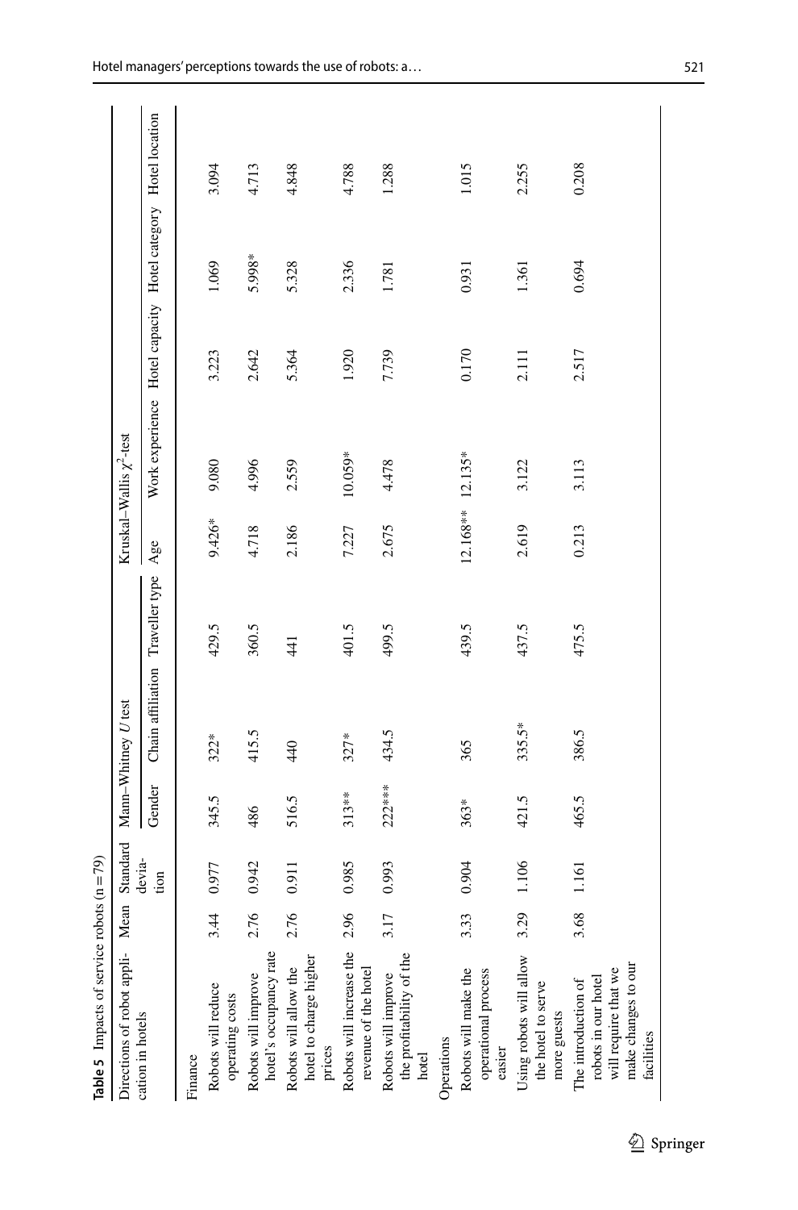**Table 5** Impacts of service robots (n = 79)

| Directions of robot application in hotels | Mean | Standard deviation | Mann–Whitney *U* test | | | Kruskal–Wallis $\chi^2$-test | | | | |
|---|---|---|---|---|---|---|---|---|---|---|
| | | | Gender | Chain affiliation | Traveller type | Age | Work experience | Hotel capacity | Hotel category | Hotel location |
| Finance | | | | | | | | | | |
| Robots will reduce operating costs | 3.44 | 0.977 | 345.5 | 322* | 429.5 | 9.426* | 9.080 | 3.223 | 1.069 | 3.094 |
| Robots will improve hotel's occupancy rate | 2.76 | 0.942 | 486 | 415.5 | 360.5 | 4.718 | 4.996 | 2.642 | 5.998* | 4.713 |
| Robots will allow the hotel to charge higher prices | 2.76 | 0.911 | 516.5 | 440 | 441 | 2.186 | 2.559 | 5.364 | 5.328 | 4.848 |
| Robots will increase the revenue of the hotel | 2.96 | 0.985 | 313** | 327* | 401.5 | 7.227 | 10.059* | 1.920 | 2.336 | 4.788 |
| Robots will improve the profitability of the hotel | 3.17 | 0.993 | 222*** | 434.5 | 499.5 | 2.675 | 4.478 | 7.739 | 1.781 | 1.288 |
| Operations | | | | | | | | | | |
| Robots will make the operational process easier | 3.33 | 0.904 | 363* | 365 | 439.5 | 12.168** | 12.135* | 0.170 | 0.931 | 1.015 |
| Using robots will allow the hotel to serve more guests | 3.29 | 1.106 | 421.5 | 335.5* | 437.5 | 2.619 | 3.122 | 2.111 | 1.361 | 2.255 |
| The introduction of robots in our hotel will require that we make changes to our facilities | 3.68 | 1.161 | 465.5 | 386.5 | 475.5 | 0.213 | 3.113 | 2.517 | 0.694 | 0.208 |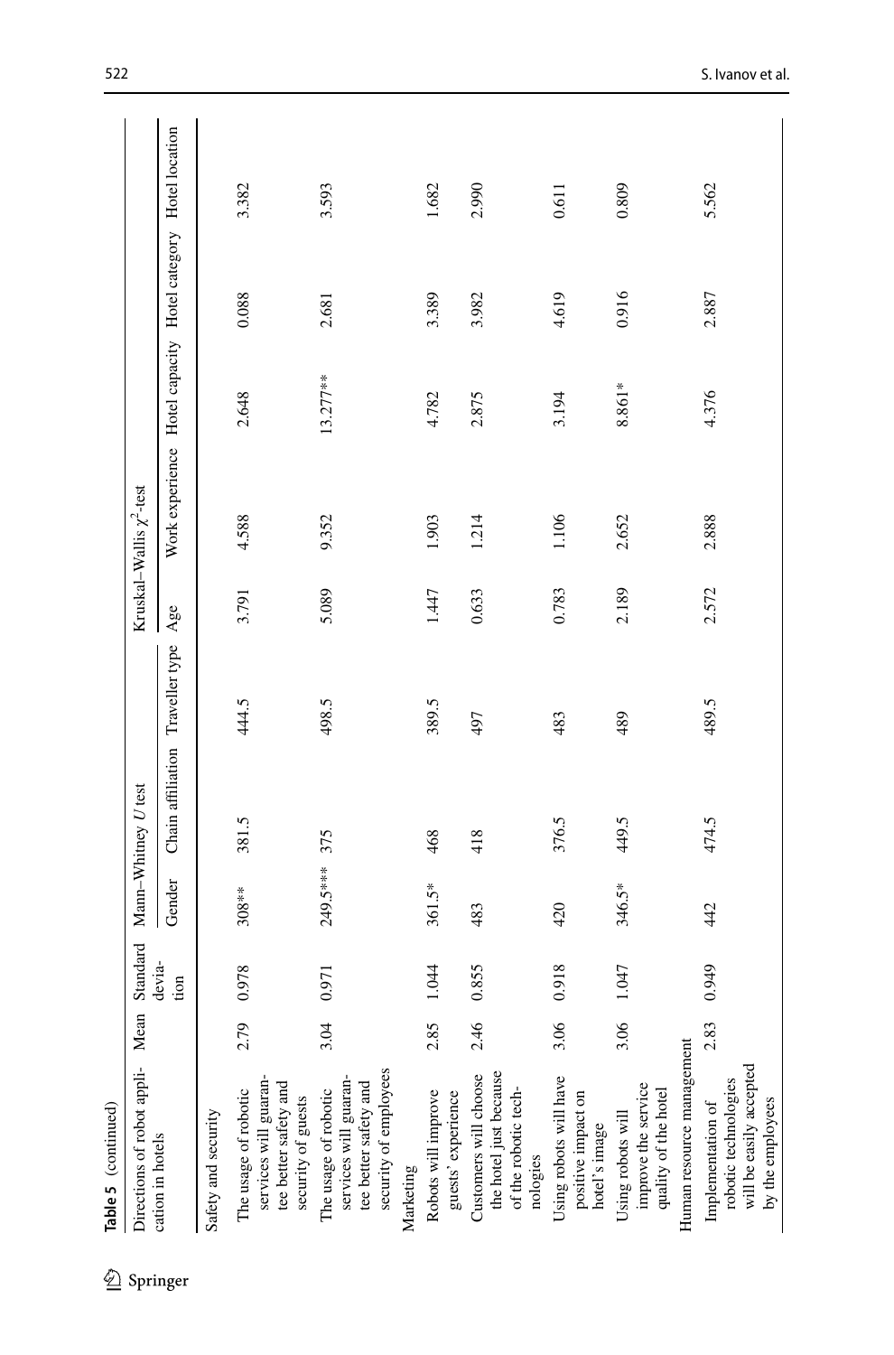**Table 5** (continued)

| Directions of robot application in hotels | Mean | Standard deviation | Mann–Whitney *U* test | | | Kruskal–Wallis $\chi^2$-test | | | | |
|---|---|---|---|---|---|---|---|---|---|---|
| | | | Gender | Chain affiliation | Traveller type | Age | Work experience | Hotel capacity | Hotel category | Hotel location |
| *Safety and security* | | | | | | | | | | |
| The usage of robotic services will guarantee better safety and security of guests | 2.79 | 0.978 | 308** | 381.5 | 444.5 | 3.791 | 4.588 | 2.648 | 0.088 | 3.382 |
| The usage of robotic services will guarantee better safety and security of employees | 3.04 | 0.971 | 249.5*** | 375 | 498.5 | 5.089 | 9.352 | 13.277** | 2.681 | 3.593 |
| *Marketing* | | | | | | | | | | |
| Robots will improve guests' experience | 2.85 | 1.044 | 361.5* | 468 | 389.5 | 1.447 | 1.903 | 4.782 | 3.389 | 1.682 |
| Customers will choose the hotel just because of the robotic technologies | 2.46 | 0.855 | 483 | 418 | 497 | 0.633 | 1.214 | 2.875 | 3.982 | 2.990 |
| Using robots will have positive impact on hotel's image | 3.06 | 0.918 | 420 | 376.5 | 483 | 0.783 | 1.106 | 3.194 | 4.619 | 0.611 |
| Using robots will improve the service quality of the hotel | 3.06 | 1.047 | 346.5* | 449.5 | 489 | 2.189 | 2.652 | 8.861* | 0.916 | 0.809 |
| *Human resource management* | | | | | | | | | | |
| Implementation of robotic technologies will be easily accepted by the employees | 2.83 | 0.949 | 442 | 474.5 | 489.5 | 2.572 | 2.888 | 4.376 | 2.887 | 5.562 |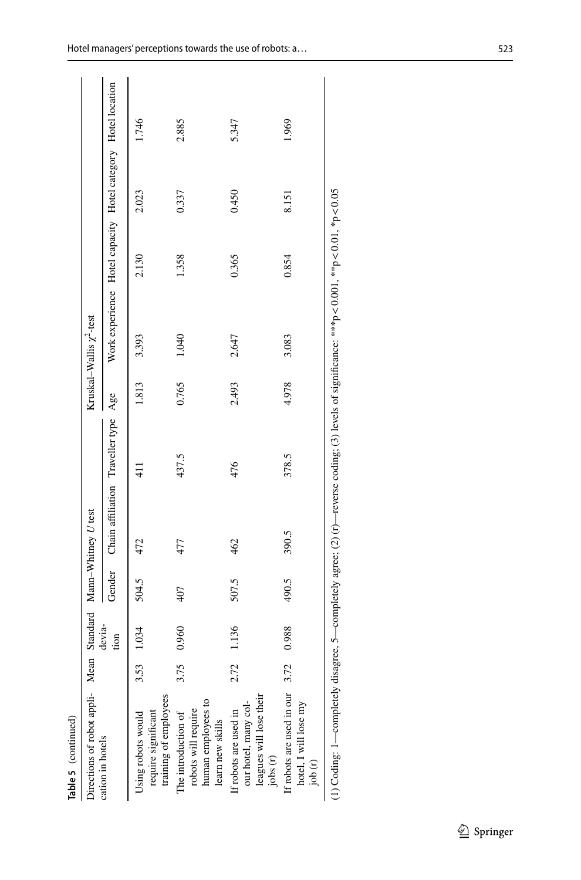**Table 5** (continued)

| Directions of robot application in hotels | Mean | Standard deviation | Mann–Whitney *U* test | | | Kruskal–Wallis $\chi^2$-test | | | | |
|---|---|---|---|---|---|---|---|---|---|---|
| | | | Gender | Chain affiliation | Traveller type | Age | Work experience | Hotel capacity | Hotel category | Hotel location |
| Using robots would require significant training of employees | 3.53 | 1.034 | 504.5 | 472 | 411 | 1.813 | 3.393 | 2.130 | 2.023 | 1.746 |
| The introduction of robots will require human employees to learn new skills | 3.75 | 0.960 | 407 | 477 | 437.5 | 0.765 | 1.040 | 1.358 | 0.337 | 2.885 |
| If robots are used in our hotel, many colleagues will lose their jobs (r) | 2.72 | 1.136 | 507.5 | 462 | 476 | 2.493 | 2.647 | 0.365 | 0.450 | 5.347 |
| If robots are used in our hotel, I will lose my job (r) | 3.72 | 0.988 | 490.5 | 390.5 | 378.5 | 4.978 | 3.083 | 0.854 | 8.151 | 1.969 |

(1) Coding: 1—completely disagree, 5—completely agree; (2) (r)—reverse coding; (3) levels of significance: ***$p < 0.001$, **$p < 0.01$, *$p < 0.05$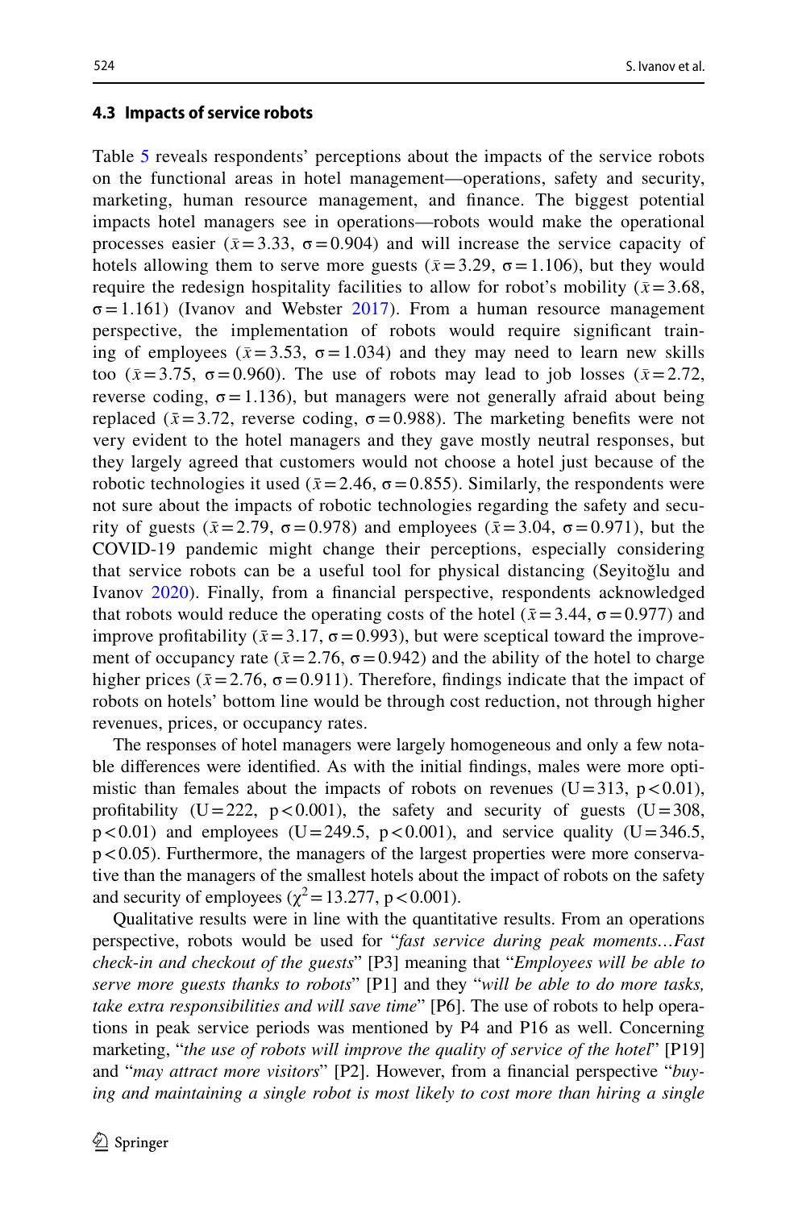### 4.3 Impacts of service robots

Table 5 reveals respondents' perceptions about the impacts of the service robots on the functional areas in hotel management—operations, safety and security, marketing, human resource management, and finance. The biggest potential impacts hotel managers see in operations—robots would make the operational processes easier ($\bar{x} = 3.33$, $\sigma = 0.904$) and will increase the service capacity of hotels allowing them to serve more guests ($\bar{x} = 3.29$, $\sigma = 1.106$), but they would require the redesign hospitality facilities to allow for robot's mobility ($\bar{x} = 3.68$, $\sigma = 1.161$) (Ivanov and Webster 2017). From a human resource management perspective, the implementation of robots would require significant training of employees ($\bar{x} = 3.53$, $\sigma = 1.034$) and they may need to learn new skills too ($\bar{x} = 3.75$, $\sigma = 0.960$). The use of robots may lead to job losses ($\bar{x} = 2.72$, reverse coding, $\sigma = 1.136$), but managers were not generally afraid about being replaced ($\bar{x} = 3.72$, reverse coding, $\sigma = 0.988$). The marketing benefits were not very evident to the hotel managers and they gave mostly neutral responses, but they largely agreed that customers would not choose a hotel just because of the robotic technologies it used ($\bar{x} = 2.46$, $\sigma = 0.855$). Similarly, the respondents were not sure about the impacts of robotic technologies regarding the safety and security of guests ($\bar{x} = 2.79$, $\sigma = 0.978$) and employees ($\bar{x} = 3.04$, $\sigma = 0.971$), but the COVID-19 pandemic might change their perceptions, especially considering that service robots can be a useful tool for physical distancing (Seyitoğlu and Ivanov 2020). Finally, from a financial perspective, respondents acknowledged that robots would reduce the operating costs of the hotel ($\bar{x} = 3.44$, $\sigma = 0.977$) and improve profitability ($\bar{x} = 3.17$, $\sigma = 0.993$), but were sceptical toward the improvement of occupancy rate ($\bar{x} = 2.76$, $\sigma = 0.942$) and the ability of the hotel to charge higher prices ($\bar{x} = 2.76$, $\sigma = 0.911$). Therefore, findings indicate that the impact of robots on hotels' bottom line would be through cost reduction, not through higher revenues, prices, or occupancy rates.

The responses of hotel managers were largely homogeneous and only a few notable differences were identified. As with the initial findings, males were more optimistic than females about the impacts of robots on revenues ($U = 313$, $p < 0.01$), profitability ($U = 222$, $p < 0.001$), the safety and security of guests ($U = 308$, $p < 0.01$) and employees ($U = 249.5$, $p < 0.001$), and service quality ($U = 346.5$, $p < 0.05$). Furthermore, the managers of the largest properties were more conservative than the managers of the smallest hotels about the impact of robots on the safety and security of employees ($\chi^2 = 13.277$, $p < 0.001$).

Qualitative results were in line with the quantitative results. From an operations perspective, robots would be used for "*fast service during peak moments…Fast check-in and checkout of the guests*" [P3] meaning that "*Employees will be able to serve more guests thanks to robots*" [P1] and they "*will be able to do more tasks, take extra responsibilities and will save time*" [P6]. The use of robots to help operations in peak service periods was mentioned by P4 and P16 as well. Concerning marketing, "*the use of robots will improve the quality of service of the hotel*" [P19] and "*may attract more visitors*" [P2]. However, from a financial perspective "*buying and maintaining a single robot is most likely to cost more than hiring a single*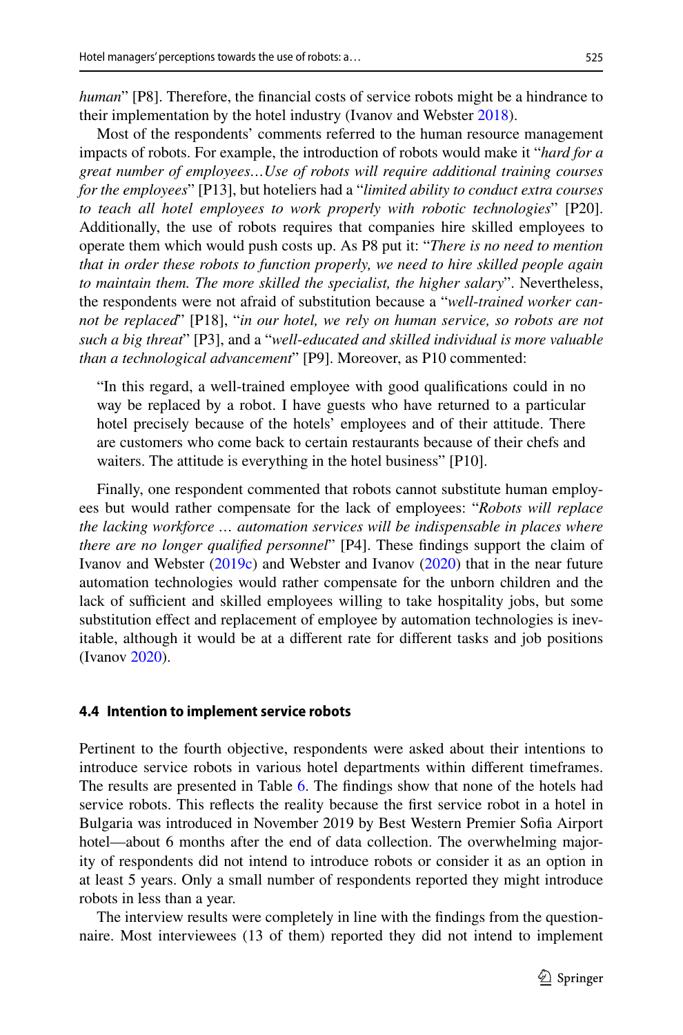*human*" [P8]. Therefore, the financial costs of service robots might be a hindrance to their implementation by the hotel industry (Ivanov and Webster 2018).

Most of the respondents' comments referred to the human resource management impacts of robots. For example, the introduction of robots would make it "*hard for a great number of employees…Use of robots will require additional training courses for the employees*" [P13], but hoteliers had a "*limited ability to conduct extra courses to teach all hotel employees to work properly with robotic technologies*" [P20]. Additionally, the use of robots requires that companies hire skilled employees to operate them which would push costs up. As P8 put it: "*There is no need to mention that in order these robots to function properly, we need to hire skilled people again to maintain them. The more skilled the specialist, the higher salary*". Nevertheless, the respondents were not afraid of substitution because a "*well-trained worker cannot be replaced*" [P18], "*in our hotel, we rely on human service, so robots are not such a big threat*" [P3], and a "*well-educated and skilled individual is more valuable than a technological advancement*" [P9]. Moreover, as P10 commented:

> "In this regard, a well-trained employee with good qualifications could in no way be replaced by a robot. I have guests who have returned to a particular hotel precisely because of the hotels' employees and of their attitude. There are customers who come back to certain restaurants because of their chefs and waiters. The attitude is everything in the hotel business" [P10].

Finally, one respondent commented that robots cannot substitute human employees but would rather compensate for the lack of employees: "*Robots will replace the lacking workforce … automation services will be indispensable in places where there are no longer qualified personnel*" [P4]. These findings support the claim of Ivanov and Webster (2019c) and Webster and Ivanov (2020) that in the near future automation technologies would rather compensate for the unborn children and the lack of sufficient and skilled employees willing to take hospitality jobs, but some substitution effect and replacement of employee by automation technologies is inevitable, although it would be at a different rate for different tasks and job positions (Ivanov 2020).

#### 4.4 Intention to implement service robots

Pertinent to the fourth objective, respondents were asked about their intentions to introduce service robots in various hotel departments within different timeframes. The results are presented in Table 6. The findings show that none of the hotels had service robots. This reflects the reality because the first service robot in a hotel in Bulgaria was introduced in November 2019 by Best Western Premier Sofia Airport hotel—about 6 months after the end of data collection. The overwhelming majority of respondents did not intend to introduce robots or consider it as an option in at least 5 years. Only a small number of respondents reported they might introduce robots in less than a year.

The interview results were completely in line with the findings from the questionnaire. Most interviewees (13 of them) reported they did not intend to implement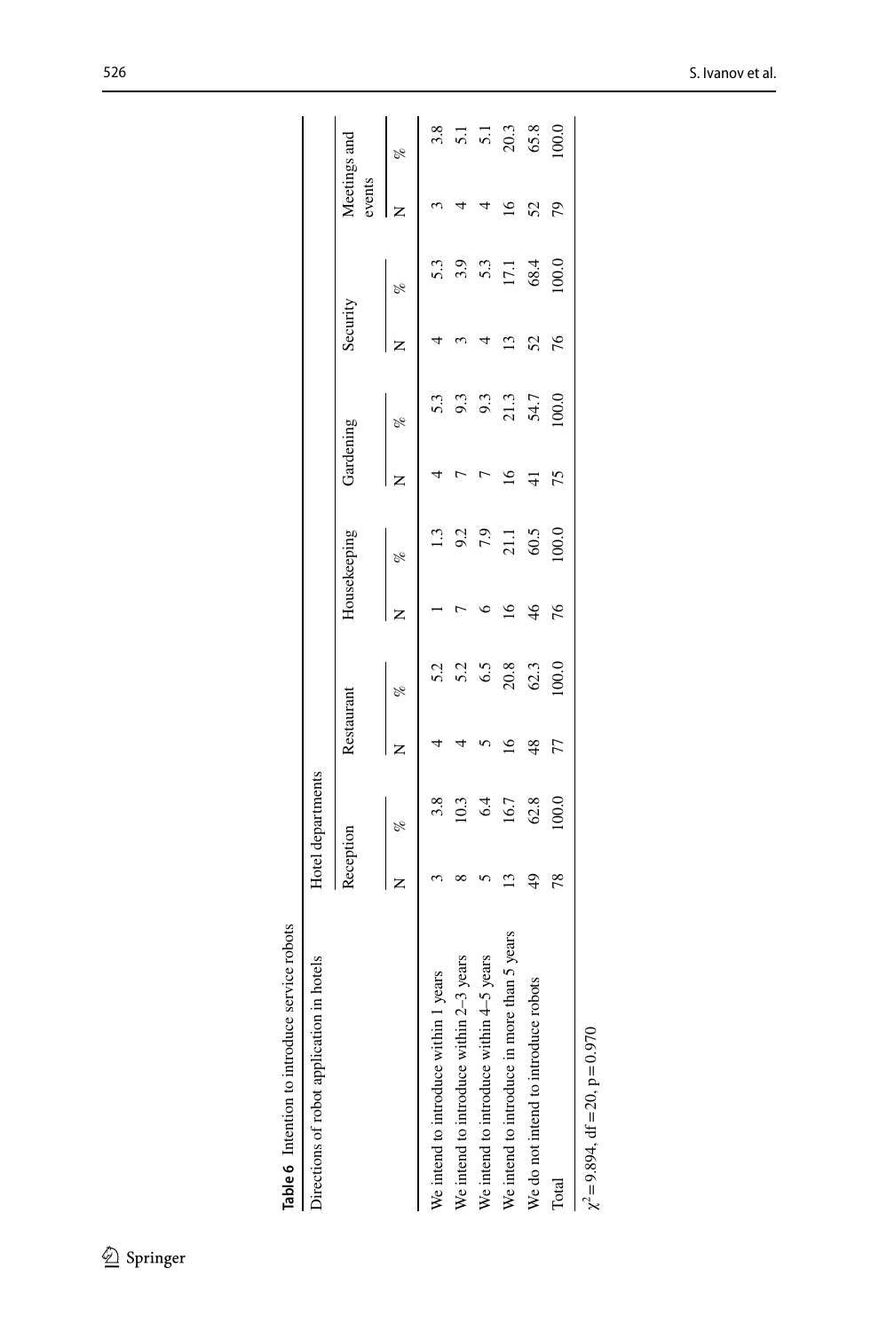**Table 6** Intention to introduce service robots

| Directions of robot application in hotels | Hotel departments | | | | | | | | | | | |
|---|---|---|---|---|---|---|---|---|---|---|---|---|
| | Reception | | Restaurant | | Housekeeping | | Gardening | | Security | | Meetings and events | |
| | N | % | N | % | N | % | N | % | N | % | N | % |
| We intend to introduce within 1 years | 3 | 3.8 | 4 | 5.2 | 1 | 1.3 | 4 | 5.3 | 4 | 5.3 | 3 | 3.8 |
| We intend to introduce within 2–3 years | 8 | 10.3 | 4 | 5.2 | 7 | 9.2 | 7 | 9.3 | 3 | 3.9 | 4 | 5.1 |
| We intend to introduce within 4–5 years | 5 | 6.4 | 5 | 6.5 | 6 | 7.9 | 7 | 9.3 | 4 | 5.3 | 4 | 5.1 |
| We intend to introduce in more than 5 years | 13 | 16.7 | 16 | 20.8 | 16 | 21.1 | 16 | 21.3 | 13 | 17.1 | 16 | 20.3 |
| We do not intend to introduce robots | 49 | 62.8 | 48 | 62.3 | 46 | 60.5 | 41 | 54.7 | 52 | 68.4 | 52 | 65.8 |
| Total | 78 | 100.0 | 77 | 100.0 | 76 | 100.0 | 75 | 100.0 | 76 | 100.0 | 79 | 100.0 |

$\chi^2 = 9.894$, $df = 20$, $p = 0.970$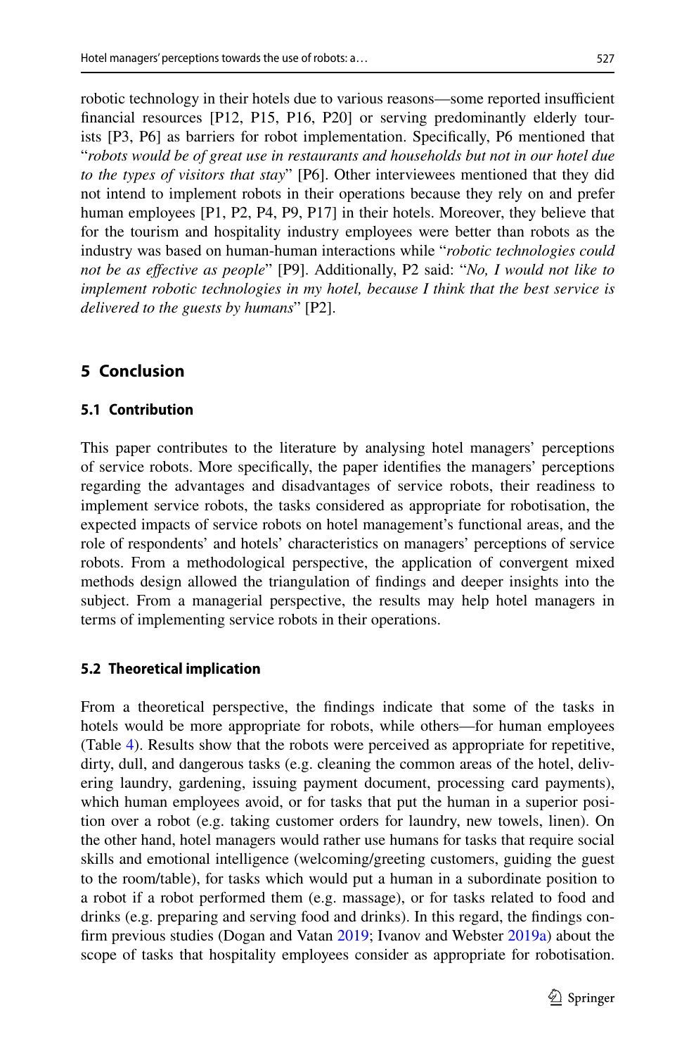robotic technology in their hotels due to various reasons—some reported insufficient financial resources [P12, P15, P16, P20] or serving predominantly elderly tourists [P3, P6] as barriers for robot implementation. Specifically, P6 mentioned that "*robots would be of great use in restaurants and households but not in our hotel due to the types of visitors that stay*" [P6]. Other interviewees mentioned that they did not intend to implement robots in their operations because they rely on and prefer human employees [P1, P2, P4, P9, P17] in their hotels. Moreover, they believe that for the tourism and hospitality industry employees were better than robots as the industry was based on human-human interactions while "*robotic technologies could not be as effective as people*" [P9]. Additionally, P2 said: "*No, I would not like to implement robotic technologies in my hotel, because I think that the best service is delivered to the guests by humans*" [P2].

## 5 Conclusion

### 5.1 Contribution

This paper contributes to the literature by analysing hotel managers' perceptions of service robots. More specifically, the paper identifies the managers' perceptions regarding the advantages and disadvantages of service robots, their readiness to implement service robots, the tasks considered as appropriate for robotisation, the expected impacts of service robots on hotel management's functional areas, and the role of respondents' and hotels' characteristics on managers' perceptions of service robots. From a methodological perspective, the application of convergent mixed methods design allowed the triangulation of findings and deeper insights into the subject. From a managerial perspective, the results may help hotel managers in terms of implementing service robots in their operations.

### 5.2 Theoretical implication

From a theoretical perspective, the findings indicate that some of the tasks in hotels would be more appropriate for robots, while others—for human employees (Table 4). Results show that the robots were perceived as appropriate for repetitive, dirty, dull, and dangerous tasks (e.g. cleaning the common areas of the hotel, delivering laundry, gardening, issuing payment document, processing card payments), which human employees avoid, or for tasks that put the human in a superior position over a robot (e.g. taking customer orders for laundry, new towels, linen). On the other hand, hotel managers would rather use humans for tasks that require social skills and emotional intelligence (welcoming/greeting customers, guiding the guest to the room/table), for tasks which would put a human in a subordinate position to a robot if a robot performed them (e.g. massage), or for tasks related to food and drinks (e.g. preparing and serving food and drinks). In this regard, the findings confirm previous studies (Dogan and Vatan 2019; Ivanov and Webster 2019a) about the scope of tasks that hospitality employees consider as appropriate for robotisation.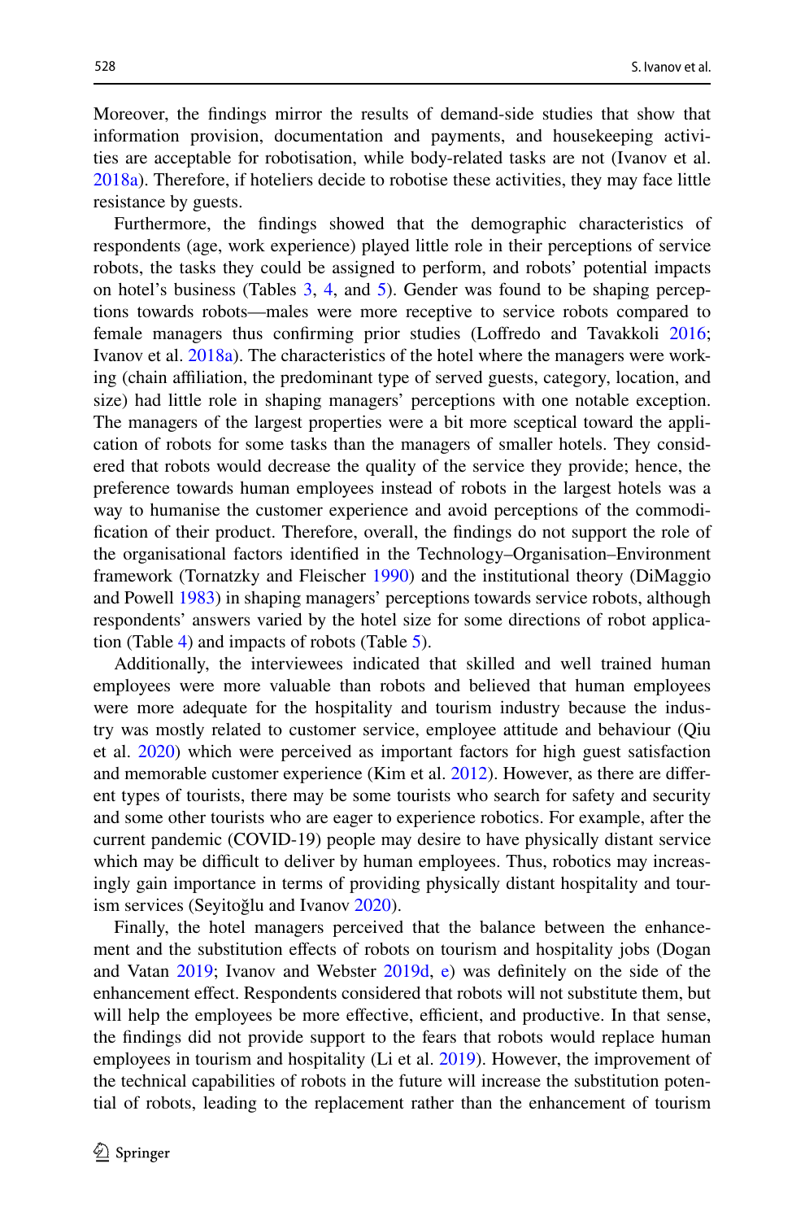Moreover, the findings mirror the results of demand-side studies that show that information provision, documentation and payments, and housekeeping activities are acceptable for robotisation, while body-related tasks are not (Ivanov et al. 2018a). Therefore, if hoteliers decide to robotise these activities, they may face little resistance by guests.

Furthermore, the findings showed that the demographic characteristics of respondents (age, work experience) played little role in their perceptions of service robots, the tasks they could be assigned to perform, and robots' potential impacts on hotel's business (Tables 3, 4, and 5). Gender was found to be shaping perceptions towards robots—males were more receptive to service robots compared to female managers thus confirming prior studies (Loffredo and Tavakkoli 2016; Ivanov et al. 2018a). The characteristics of the hotel where the managers were working (chain affiliation, the predominant type of served guests, category, location, and size) had little role in shaping managers' perceptions with one notable exception. The managers of the largest properties were a bit more sceptical toward the application of robots for some tasks than the managers of smaller hotels. They considered that robots would decrease the quality of the service they provide; hence, the preference towards human employees instead of robots in the largest hotels was a way to humanise the customer experience and avoid perceptions of the commodification of their product. Therefore, overall, the findings do not support the role of the organisational factors identified in the Technology–Organisation–Environment framework (Tornatzky and Fleischer 1990) and the institutional theory (DiMaggio and Powell 1983) in shaping managers' perceptions towards service robots, although respondents' answers varied by the hotel size for some directions of robot application (Table 4) and impacts of robots (Table 5).

Additionally, the interviewees indicated that skilled and well trained human employees were more valuable than robots and believed that human employees were more adequate for the hospitality and tourism industry because the industry was mostly related to customer service, employee attitude and behaviour (Qiu et al. 2020) which were perceived as important factors for high guest satisfaction and memorable customer experience (Kim et al. 2012). However, as there are different types of tourists, there may be some tourists who search for safety and security and some other tourists who are eager to experience robotics. For example, after the current pandemic (COVID-19) people may desire to have physically distant service which may be difficult to deliver by human employees. Thus, robotics may increasingly gain importance in terms of providing physically distant hospitality and tourism services (Seyitoğlu and Ivanov 2020).

Finally, the hotel managers perceived that the balance between the enhancement and the substitution effects of robots on tourism and hospitality jobs (Dogan and Vatan 2019; Ivanov and Webster 2019d, e) was definitely on the side of the enhancement effect. Respondents considered that robots will not substitute them, but will help the employees be more effective, efficient, and productive. In that sense, the findings did not provide support to the fears that robots would replace human employees in tourism and hospitality (Li et al. 2019). However, the improvement of the technical capabilities of robots in the future will increase the substitution potential of robots, leading to the replacement rather than the enhancement of tourism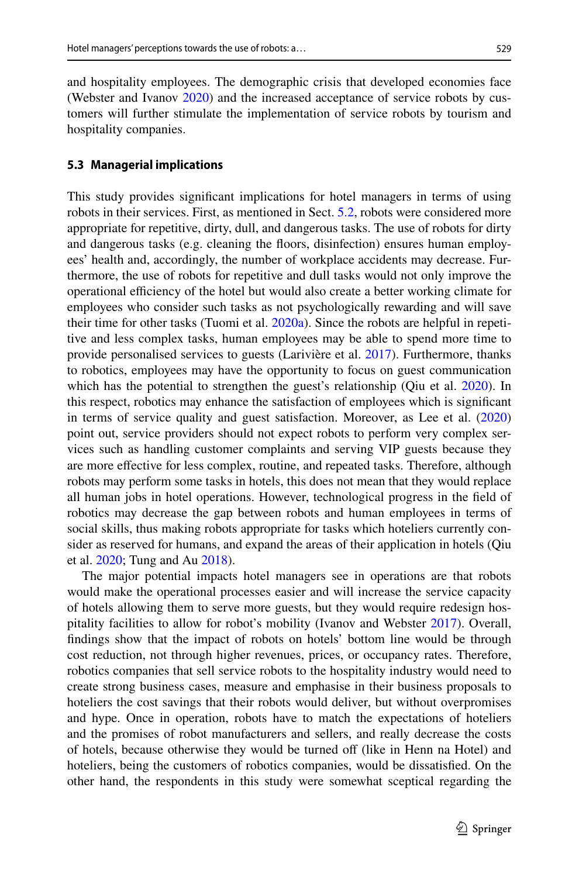and hospitality employees. The demographic crisis that developed economies face (Webster and Ivanov 2020) and the increased acceptance of service robots by customers will further stimulate the implementation of service robots by tourism and hospitality companies.

### 5.3 Managerial implications

This study provides significant implications for hotel managers in terms of using robots in their services. First, as mentioned in Sect. 5.2, robots were considered more appropriate for repetitive, dirty, dull, and dangerous tasks. The use of robots for dirty and dangerous tasks (e.g. cleaning the floors, disinfection) ensures human employees' health and, accordingly, the number of workplace accidents may decrease. Furthermore, the use of robots for repetitive and dull tasks would not only improve the operational efficiency of the hotel but would also create a better working climate for employees who consider such tasks as not psychologically rewarding and will save their time for other tasks (Tuomi et al. 2020a). Since the robots are helpful in repetitive and less complex tasks, human employees may be able to spend more time to provide personalised services to guests (Larivière et al. 2017). Furthermore, thanks to robotics, employees may have the opportunity to focus on guest communication which has the potential to strengthen the guest's relationship (Qiu et al. 2020). In this respect, robotics may enhance the satisfaction of employees which is significant in terms of service quality and guest satisfaction. Moreover, as Lee et al. (2020) point out, service providers should not expect robots to perform very complex services such as handling customer complaints and serving VIP guests because they are more effective for less complex, routine, and repeated tasks. Therefore, although robots may perform some tasks in hotels, this does not mean that they would replace all human jobs in hotel operations. However, technological progress in the field of robotics may decrease the gap between robots and human employees in terms of social skills, thus making robots appropriate for tasks which hoteliers currently consider as reserved for humans, and expand the areas of their application in hotels (Qiu et al. 2020; Tung and Au 2018).

The major potential impacts hotel managers see in operations are that robots would make the operational processes easier and will increase the service capacity of hotels allowing them to serve more guests, but they would require redesign hospitality facilities to allow for robot's mobility (Ivanov and Webster 2017). Overall, findings show that the impact of robots on hotels' bottom line would be through cost reduction, not through higher revenues, prices, or occupancy rates. Therefore, robotics companies that sell service robots to the hospitality industry would need to create strong business cases, measure and emphasise in their business proposals to hoteliers the cost savings that their robots would deliver, but without overpromises and hype. Once in operation, robots have to match the expectations of hoteliers and the promises of robot manufacturers and sellers, and really decrease the costs of hotels, because otherwise they would be turned off (like in Henn na Hotel) and hoteliers, being the customers of robotics companies, would be dissatisfied. On the other hand, the respondents in this study were somewhat sceptical regarding the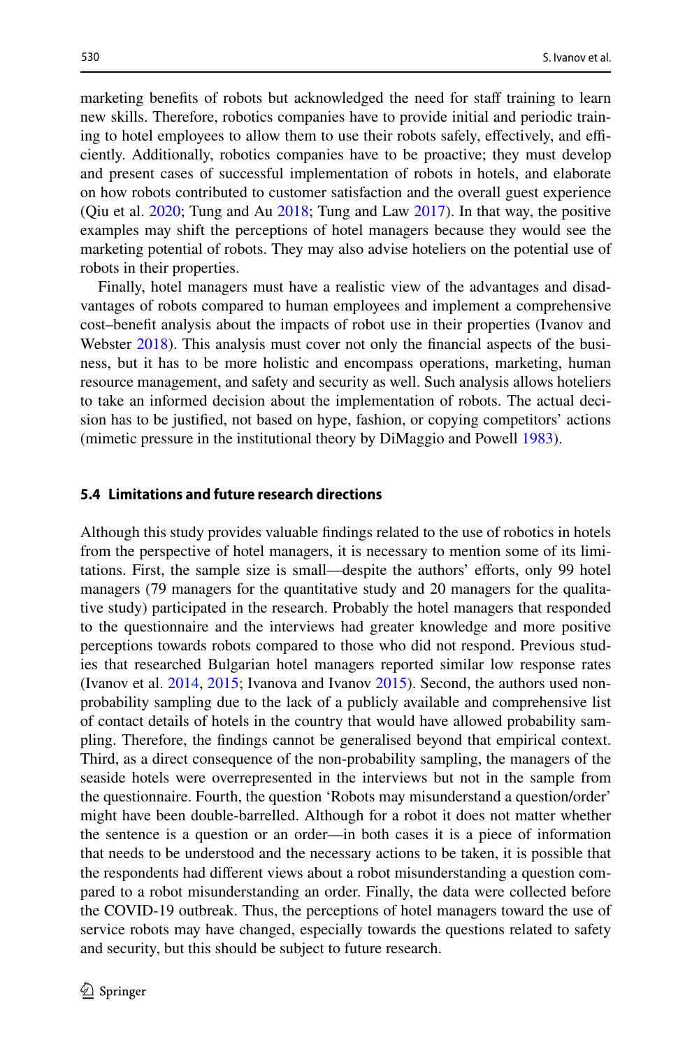marketing benefits of robots but acknowledged the need for staff training to learn new skills. Therefore, robotics companies have to provide initial and periodic training to hotel employees to allow them to use their robots safely, effectively, and efficiently. Additionally, robotics companies have to be proactive; they must develop and present cases of successful implementation of robots in hotels, and elaborate on how robots contributed to customer satisfaction and the overall guest experience (Qiu et al. 2020; Tung and Au 2018; Tung and Law 2017). In that way, the positive examples may shift the perceptions of hotel managers because they would see the marketing potential of robots. They may also advise hoteliers on the potential use of robots in their properties.

Finally, hotel managers must have a realistic view of the advantages and disadvantages of robots compared to human employees and implement a comprehensive cost–benefit analysis about the impacts of robot use in their properties (Ivanov and Webster 2018). This analysis must cover not only the financial aspects of the business, but it has to be more holistic and encompass operations, marketing, human resource management, and safety and security as well. Such analysis allows hoteliers to take an informed decision about the implementation of robots. The actual decision has to be justified, not based on hype, fashion, or copying competitors' actions (mimetic pressure in the institutional theory by DiMaggio and Powell 1983).

### 5.4 Limitations and future research directions

Although this study provides valuable findings related to the use of robotics in hotels from the perspective of hotel managers, it is necessary to mention some of its limitations. First, the sample size is small—despite the authors' efforts, only 99 hotel managers (79 managers for the quantitative study and 20 managers for the qualitative study) participated in the research. Probably the hotel managers that responded to the questionnaire and the interviews had greater knowledge and more positive perceptions towards robots compared to those who did not respond. Previous studies that researched Bulgarian hotel managers reported similar low response rates (Ivanov et al. 2014, 2015; Ivanova and Ivanov 2015). Second, the authors used non-probability sampling due to the lack of a publicly available and comprehensive list of contact details of hotels in the country that would have allowed probability sampling. Therefore, the findings cannot be generalised beyond that empirical context. Third, as a direct consequence of the non-probability sampling, the managers of the seaside hotels were overrepresented in the interviews but not in the sample from the questionnaire. Fourth, the question 'Robots may misunderstand a question/order' might have been double-barrelled. Although for a robot it does not matter whether the sentence is a question or an order—in both cases it is a piece of information that needs to be understood and the necessary actions to be taken, it is possible that the respondents had different views about a robot misunderstanding a question compared to a robot misunderstanding an order. Finally, the data were collected before the COVID-19 outbreak. Thus, the perceptions of hotel managers toward the use of service robots may have changed, especially towards the questions related to safety and security, but this should be subject to future research.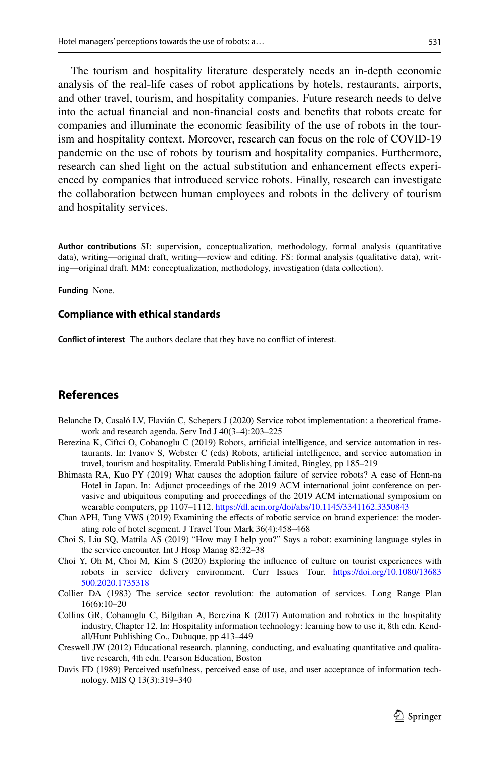The tourism and hospitality literature desperately needs an in-depth economic analysis of the real-life cases of robot applications by hotels, restaurants, airports, and other travel, tourism, and hospitality companies. Future research needs to delve into the actual financial and non-financial costs and benefits that robots create for companies and illuminate the economic feasibility of the use of robots in the tourism and hospitality context. Moreover, research can focus on the role of COVID-19 pandemic on the use of robots by tourism and hospitality companies. Furthermore, research can shed light on the actual substitution and enhancement effects experienced by companies that introduced service robots. Finally, research can investigate the collaboration between human employees and robots in the delivery of tourism and hospitality services.

**Author contributions** SI: supervision, conceptualization, methodology, formal analysis (quantitative data), writing—original draft, writing—review and editing. FS: formal analysis (qualitative data), writing—original draft. MM: conceptualization, methodology, investigation (data collection).

**Funding** None.

### Compliance with ethical standards

**Conflict of interest** The authors declare that they have no conflict of interest.

## References

Belanche D, Casaló LV, Flavián C, Schepers J (2020) Service robot implementation: a theoretical framework and research agenda. Serv Ind J 40(3–4):203–225

Berezina K, Ciftci O, Cobanoglu C (2019) Robots, artificial intelligence, and service automation in restaurants. In: Ivanov S, Webster C (eds) Robots, artificial intelligence, and service automation in travel, tourism and hospitality. Emerald Publishing Limited, Bingley, pp 185–219

Bhimasta RA, Kuo PY (2019) What causes the adoption failure of service robots? A case of Henn-na Hotel in Japan. In: Adjunct proceedings of the 2019 ACM international joint conference on pervasive and ubiquitous computing and proceedings of the 2019 ACM international symposium on wearable computers, pp 1107–1112. https://dl.acm.org/doi/abs/10.1145/3341162.3350843

Chan APH, Tung VWS (2019) Examining the effects of robotic service on brand experience: the moderating role of hotel segment. J Travel Tour Mark 36(4):458–468

Choi S, Liu SQ, Mattila AS (2019) "How may I help you?" Says a robot: examining language styles in the service encounter. Int J Hosp Manag 82:32–38

Choi Y, Oh M, Choi M, Kim S (2020) Exploring the influence of culture on tourist experiences with robots in service delivery environment. Curr Issues Tour. https://doi.org/10.1080/13683500.2020.1735318

Collier DA (1983) The service sector revolution: the automation of services. Long Range Plan 16(6):10–20

Collins GR, Cobanoglu C, Bilgihan A, Berezina K (2017) Automation and robotics in the hospitality industry, Chapter 12. In: Hospitality information technology: learning how to use it, 8th edn. Kendall/Hunt Publishing Co., Dubuque, pp 413–449

Creswell JW (2012) Educational research. planning, conducting, and evaluating quantitative and qualitative research, 4th edn. Pearson Education, Boston

Davis FD (1989) Perceived usefulness, perceived ease of use, and user acceptance of information technology. MIS Q 13(3):319–340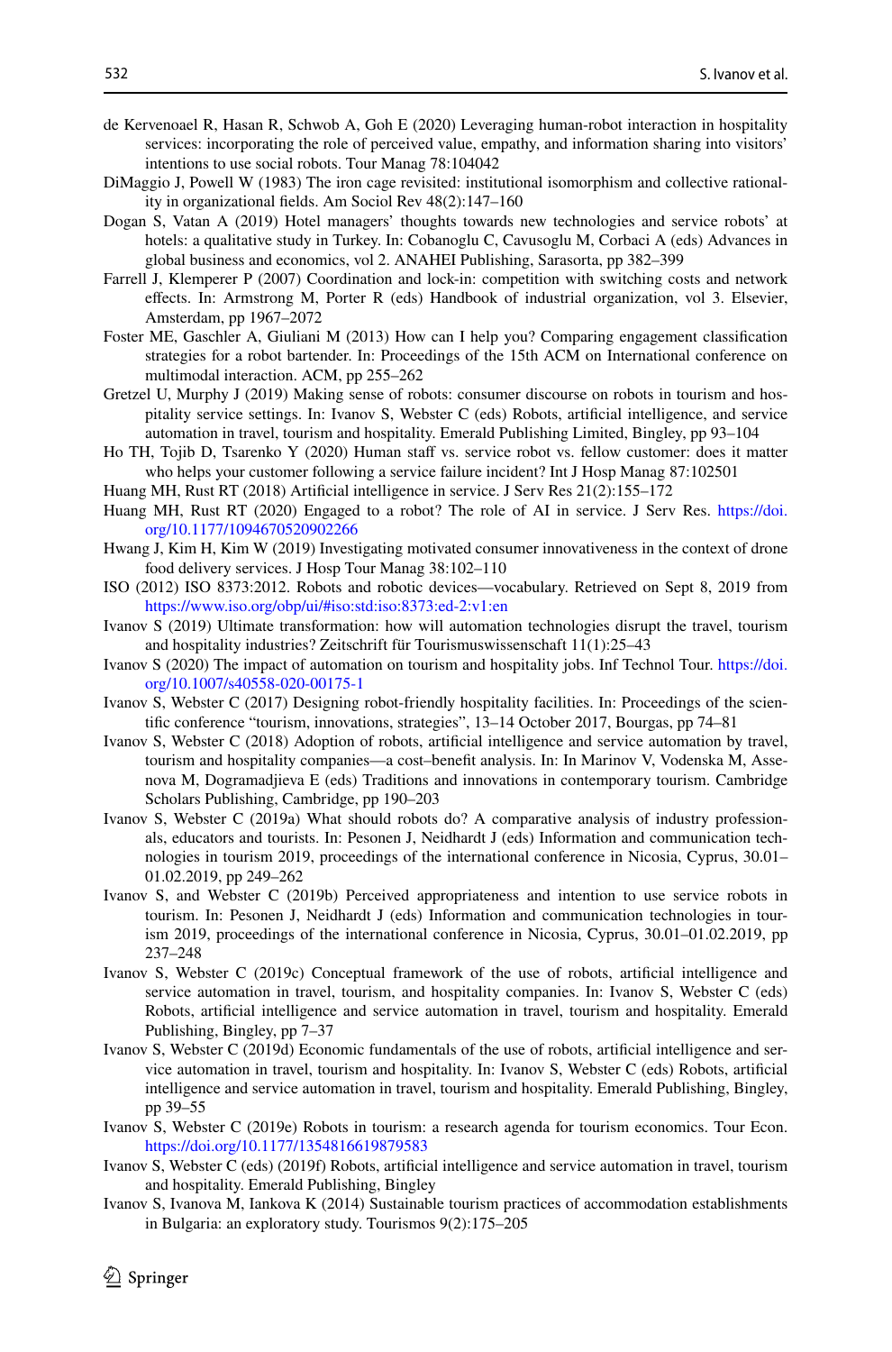de Kervenoael R, Hasan R, Schwob A, Goh E (2020) Leveraging human-robot interaction in hospitality services: incorporating the role of perceived value, empathy, and information sharing into visitors' intentions to use social robots. Tour Manag 78:104042

DiMaggio J, Powell W (1983) The iron cage revisited: institutional isomorphism and collective rationality in organizational fields. Am Sociol Rev 48(2):147–160

Dogan S, Vatan A (2019) Hotel managers' thoughts towards new technologies and service robots' at hotels: a qualitative study in Turkey. In: Cobanoglu C, Cavusoglu M, Corbaci A (eds) Advances in global business and economics, vol 2. ANAHEI Publishing, Sarasorta, pp 382–399

Farrell J, Klemperer P (2007) Coordination and lock-in: competition with switching costs and network effects. In: Armstrong M, Porter R (eds) Handbook of industrial organization, vol 3. Elsevier, Amsterdam, pp 1967–2072

Foster ME, Gaschler A, Giuliani M (2013) How can I help you? Comparing engagement classification strategies for a robot bartender. In: Proceedings of the 15th ACM on International conference on multimodal interaction. ACM, pp 255–262

Gretzel U, Murphy J (2019) Making sense of robots: consumer discourse on robots in tourism and hospitality service settings. In: Ivanov S, Webster C (eds) Robots, artificial intelligence, and service automation in travel, tourism and hospitality. Emerald Publishing Limited, Bingley, pp 93–104

Ho TH, Tojib D, Tsarenko Y (2020) Human staff vs. service robot vs. fellow customer: does it matter who helps your customer following a service failure incident? Int J Hosp Manag 87:102501

Huang MH, Rust RT (2018) Artificial intelligence in service. J Serv Res 21(2):155–172

Huang MH, Rust RT (2020) Engaged to a robot? The role of AI in service. J Serv Res. https://doi.org/10.1177/1094670520902266

Hwang J, Kim H, Kim W (2019) Investigating motivated consumer innovativeness in the context of drone food delivery services. J Hosp Tour Manag 38:102–110

ISO (2012) ISO 8373:2012. Robots and robotic devices—vocabulary. Retrieved on Sept 8, 2019 from https://www.iso.org/obp/ui/#iso:std:iso:8373:ed-2:v1:en

Ivanov S (2019) Ultimate transformation: how will automation technologies disrupt the travel, tourism and hospitality industries? Zeitschrift für Tourismuswissenschaft 11(1):25–43

Ivanov S (2020) The impact of automation on tourism and hospitality jobs. Inf Technol Tour. https://doi.org/10.1007/s40558-020-00175-1

Ivanov S, Webster C (2017) Designing robot-friendly hospitality facilities. In: Proceedings of the scientific conference "tourism, innovations, strategies", 13–14 October 2017, Bourgas, pp 74–81

Ivanov S, Webster C (2018) Adoption of robots, artificial intelligence and service automation by travel, tourism and hospitality companies—a cost–benefit analysis. In: In Marinov V, Vodenska M, Assenova M, Dogramadjieva E (eds) Traditions and innovations in contemporary tourism. Cambridge Scholars Publishing, Cambridge, pp 190–203

Ivanov S, Webster C (2019a) What should robots do? A comparative analysis of industry professionals, educators and tourists. In: Pesonen J, Neidhardt J (eds) Information and communication technologies in tourism 2019, proceedings of the international conference in Nicosia, Cyprus, 30.01–01.02.2019, pp 249–262

Ivanov S, and Webster C (2019b) Perceived appropriateness and intention to use service robots in tourism. In: Pesonen J, Neidhardt J (eds) Information and communication technologies in tourism 2019, proceedings of the international conference in Nicosia, Cyprus, 30.01–01.02.2019, pp 237–248

Ivanov S, Webster C (2019c) Conceptual framework of the use of robots, artificial intelligence and service automation in travel, tourism, and hospitality companies. In: Ivanov S, Webster C (eds) Robots, artificial intelligence and service automation in travel, tourism and hospitality. Emerald Publishing, Bingley, pp 7–37

Ivanov S, Webster C (2019d) Economic fundamentals of the use of robots, artificial intelligence and service automation in travel, tourism and hospitality. In: Ivanov S, Webster C (eds) Robots, artificial intelligence and service automation in travel, tourism and hospitality. Emerald Publishing, Bingley, pp 39–55

Ivanov S, Webster C (2019e) Robots in tourism: a research agenda for tourism economics. Tour Econ. https://doi.org/10.1177/1354816619879583

Ivanov S, Webster C (eds) (2019f) Robots, artificial intelligence and service automation in travel, tourism and hospitality. Emerald Publishing, Bingley

Ivanov S, Ivanova M, Iankova K (2014) Sustainable tourism practices of accommodation establishments in Bulgaria: an exploratory study. Tourismos 9(2):175–205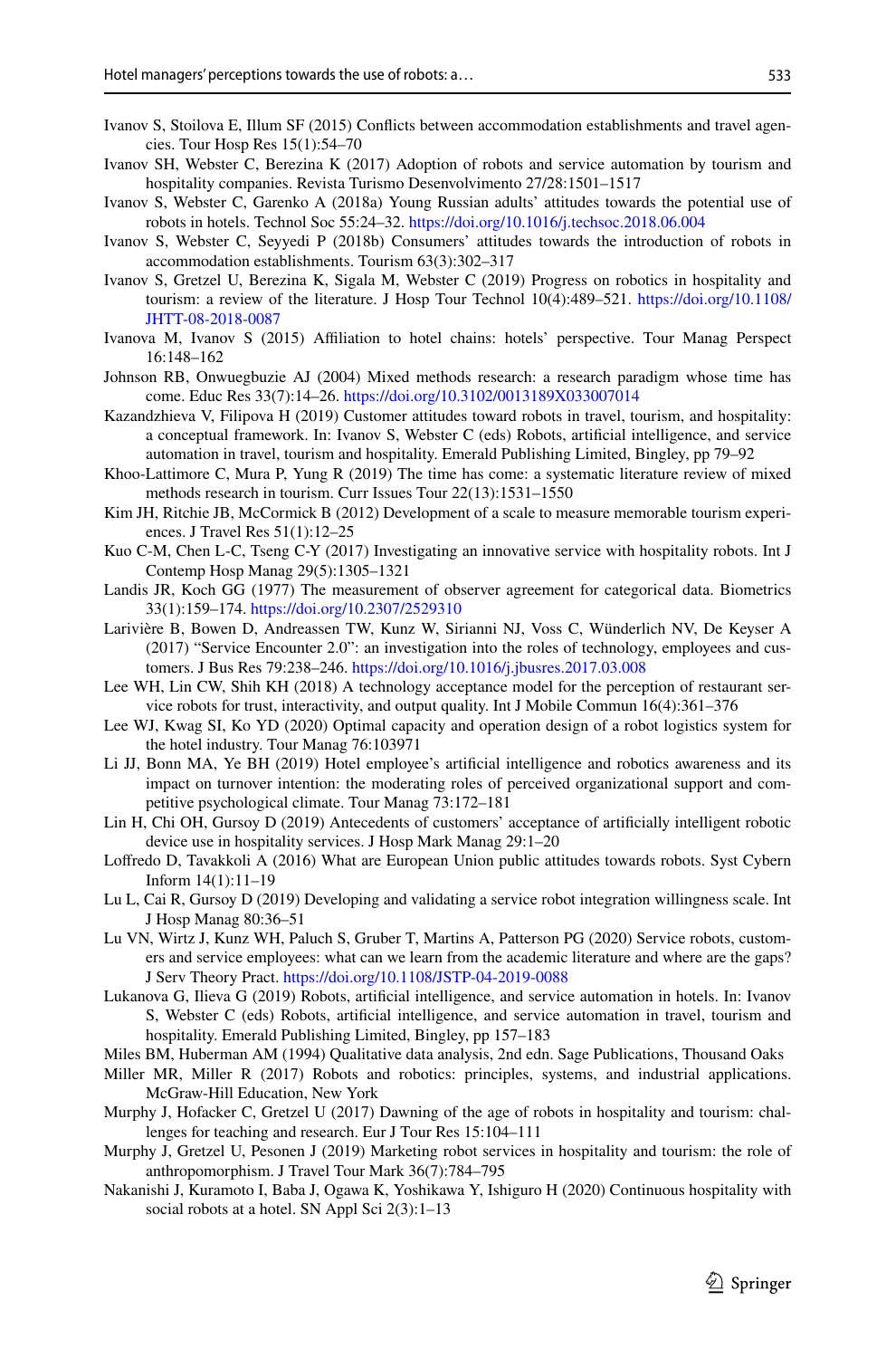Ivanov S, Stoilova E, Illum SF (2015) Conflicts between accommodation establishments and travel agencies. Tour Hosp Res 15(1):54–70

Ivanov SH, Webster C, Berezina K (2017) Adoption of robots and service automation by tourism and hospitality companies. Revista Turismo Desenvolvimento 27/28:1501–1517

Ivanov S, Webster C, Garenko A (2018a) Young Russian adults' attitudes towards the potential use of robots in hotels. Technol Soc 55:24–32. https://doi.org/10.1016/j.techsoc.2018.06.004

Ivanov S, Webster C, Seyyedi P (2018b) Consumers' attitudes towards the introduction of robots in accommodation establishments. Tourism 63(3):302–317

Ivanov S, Gretzel U, Berezina K, Sigala M, Webster C (2019) Progress on robotics in hospitality and tourism: a review of the literature. J Hosp Tour Technol 10(4):489–521. https://doi.org/10.1108/JHTT-08-2018-0087

Ivanova M, Ivanov S (2015) Affiliation to hotel chains: hotels' perspective. Tour Manag Perspect 16:148–162

Johnson RB, Onwuegbuzie AJ (2004) Mixed methods research: a research paradigm whose time has come. Educ Res 33(7):14–26. https://doi.org/10.3102/0013189X033007014

Kazandzhieva V, Filipova H (2019) Customer attitudes toward robots in travel, tourism, and hospitality: a conceptual framework. In: Ivanov S, Webster C (eds) Robots, artificial intelligence, and service automation in travel, tourism and hospitality. Emerald Publishing Limited, Bingley, pp 79–92

Khoo-Lattimore C, Mura P, Yung R (2019) The time has come: a systematic literature review of mixed methods research in tourism. Curr Issues Tour 22(13):1531–1550

Kim JH, Ritchie JB, McCormick B (2012) Development of a scale to measure memorable tourism experiences. J Travel Res 51(1):12–25

Kuo C-M, Chen L-C, Tseng C-Y (2017) Investigating an innovative service with hospitality robots. Int J Contemp Hosp Manag 29(5):1305–1321

Landis JR, Koch GG (1977) The measurement of observer agreement for categorical data. Biometrics 33(1):159–174. https://doi.org/10.2307/2529310

Larivière B, Bowen D, Andreassen TW, Kunz W, Sirianni NJ, Voss C, Wünderlich NV, De Keyser A (2017) "Service Encounter 2.0": an investigation into the roles of technology, employees and customers. J Bus Res 79:238–246. https://doi.org/10.1016/j.jbusres.2017.03.008

Lee WH, Lin CW, Shih KH (2018) A technology acceptance model for the perception of restaurant service robots for trust, interactivity, and output quality. Int J Mobile Commun 16(4):361–376

Lee WJ, Kwag SI, Ko YD (2020) Optimal capacity and operation design of a robot logistics system for the hotel industry. Tour Manag 76:103971

Li JJ, Bonn MA, Ye BH (2019) Hotel employee's artificial intelligence and robotics awareness and its impact on turnover intention: the moderating roles of perceived organizational support and competitive psychological climate. Tour Manag 73:172–181

Lin H, Chi OH, Gursoy D (2019) Antecedents of customers' acceptance of artificially intelligent robotic device use in hospitality services. J Hosp Mark Manag 29:1–20

Loffredo D, Tavakkoli A (2016) What are European Union public attitudes towards robots. Syst Cybern Inform 14(1):11–19

Lu L, Cai R, Gursoy D (2019) Developing and validating a service robot integration willingness scale. Int J Hosp Manag 80:36–51

Lu VN, Wirtz J, Kunz WH, Paluch S, Gruber T, Martins A, Patterson PG (2020) Service robots, customers and service employees: what can we learn from the academic literature and where are the gaps? J Serv Theory Pract. https://doi.org/10.1108/JSTP-04-2019-0088

Lukanova G, Ilieva G (2019) Robots, artificial intelligence, and service automation in hotels. In: Ivanov S, Webster C (eds) Robots, artificial intelligence, and service automation in travel, tourism and hospitality. Emerald Publishing Limited, Bingley, pp 157–183

Miles BM, Huberman AM (1994) Qualitative data analysis, 2nd edn. Sage Publications, Thousand Oaks

Miller MR, Miller R (2017) Robots and robotics: principles, systems, and industrial applications. McGraw-Hill Education, New York

Murphy J, Hofacker C, Gretzel U (2017) Dawning of the age of robots in hospitality and tourism: challenges for teaching and research. Eur J Tour Res 15:104–111

Murphy J, Gretzel U, Pesonen J (2019) Marketing robot services in hospitality and tourism: the role of anthropomorphism. J Travel Tour Mark 36(7):784–795

Nakanishi J, Kuramoto I, Baba J, Ogawa K, Yoshikawa Y, Ishiguro H (2020) Continuous hospitality with social robots at a hotel. SN Appl Sci 2(3):1–13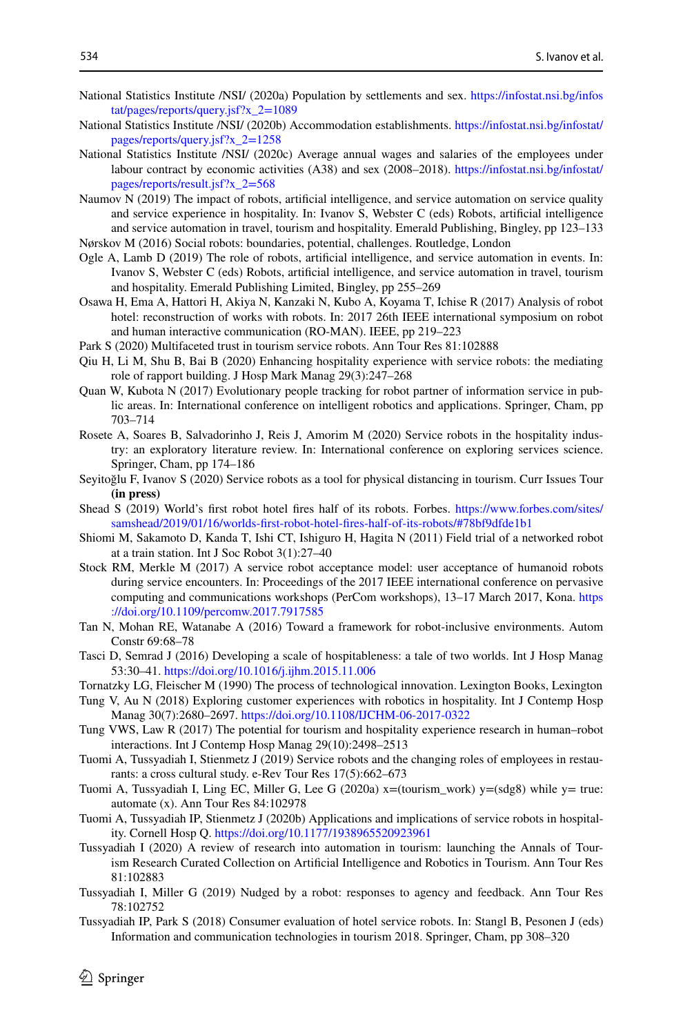National Statistics Institute /NSI/ (2020a) Population by settlements and sex. https://infostat.nsi.bg/infostat/pages/reports/query.jsf?x_2=1089

National Statistics Institute /NSI/ (2020b) Accommodation establishments. https://infostat.nsi.bg/infostat/pages/reports/query.jsf?x_2=1258

National Statistics Institute /NSI/ (2020c) Average annual wages and salaries of the employees under labour contract by economic activities (A38) and sex (2008–2018). https://infostat.nsi.bg/infostat/pages/reports/result.jsf?x_2=568

Naumov N (2019) The impact of robots, artificial intelligence, and service automation on service quality and service experience in hospitality. In: Ivanov S, Webster C (eds) Robots, artificial intelligence and service automation in travel, tourism and hospitality. Emerald Publishing, Bingley, pp 123–133

Nørskov M (2016) Social robots: boundaries, potential, challenges. Routledge, London

Ogle A, Lamb D (2019) The role of robots, artificial intelligence, and service automation in events. In: Ivanov S, Webster C (eds) Robots, artificial intelligence, and service automation in travel, tourism and hospitality. Emerald Publishing Limited, Bingley, pp 255–269

Osawa H, Ema A, Hattori H, Akiya N, Kanzaki N, Kubo A, Koyama T, Ichise R (2017) Analysis of robot hotel: reconstruction of works with robots. In: 2017 26th IEEE international symposium on robot and human interactive communication (RO-MAN). IEEE, pp 219–223

Park S (2020) Multifaceted trust in tourism service robots. Ann Tour Res 81:102888

Qiu H, Li M, Shu B, Bai B (2020) Enhancing hospitality experience with service robots: the mediating role of rapport building. J Hosp Mark Manag 29(3):247–268

Quan W, Kubota N (2017) Evolutionary people tracking for robot partner of information service in public areas. In: International conference on intelligent robotics and applications. Springer, Cham, pp 703–714

Rosete A, Soares B, Salvadorinho J, Reis J, Amorim M (2020) Service robots in the hospitality industry: an exploratory literature review. In: International conference on exploring services science. Springer, Cham, pp 174–186

Seyitoğlu F, Ivanov S (2020) Service robots as a tool for physical distancing in tourism. Curr Issues Tour **(in press)**

Shead S (2019) World's first robot hotel fires half of its robots. Forbes. https://www.forbes.com/sites/samshead/2019/01/16/worlds-first-robot-hotel-fires-half-of-its-robots/#78bf9dfde1b1

Shiomi M, Sakamoto D, Kanda T, Ishi CT, Ishiguro H, Hagita N (2011) Field trial of a networked robot at a train station. Int J Soc Robot 3(1):27–40

Stock RM, Merkle M (2017) A service robot acceptance model: user acceptance of humanoid robots during service encounters. In: Proceedings of the 2017 IEEE international conference on pervasive computing and communications workshops (PerCom workshops), 13–17 March 2017, Kona. https://doi.org/10.1109/percomw.2017.7917585

Tan N, Mohan RE, Watanabe A (2016) Toward a framework for robot-inclusive environments. Autom Constr 69:68–78

Tasci D, Semrad J (2016) Developing a scale of hospitableness: a tale of two worlds. Int J Hosp Manag 53:30–41. https://doi.org/10.1016/j.ijhm.2015.11.006

Tornatzky LG, Fleischer M (1990) The process of technological innovation. Lexington Books, Lexington

Tung V, Au N (2018) Exploring customer experiences with robotics in hospitality. Int J Contemp Hosp Manag 30(7):2680–2697. https://doi.org/10.1108/IJCHM-06-2017-0322

Tung VWS, Law R (2017) The potential for tourism and hospitality experience research in human–robot interactions. Int J Contemp Hosp Manag 29(10):2498–2513

Tuomi A, Tussyadiah I, Stienmetz J (2019) Service robots and the changing roles of employees in restaurants: a cross cultural study. e-Rev Tour Res 17(5):662–673

Tuomi A, Tussyadiah I, Ling EC, Miller G, Lee G (2020a) x=(tourism_work) y=(sdg8) while y= true: automate (x). Ann Tour Res 84:102978

Tuomi A, Tussyadiah IP, Stienmetz J (2020b) Applications and implications of service robots in hospitality. Cornell Hosp Q. https://doi.org/10.1177/1938965520923961

Tussyadiah I (2020) A review of research into automation in tourism: launching the Annals of Tourism Research Curated Collection on Artificial Intelligence and Robotics in Tourism. Ann Tour Res 81:102883

Tussyadiah I, Miller G (2019) Nudged by a robot: responses to agency and feedback. Ann Tour Res 78:102752

Tussyadiah IP, Park S (2018) Consumer evaluation of hotel service robots. In: Stangl B, Pesonen J (eds) Information and communication technologies in tourism 2018. Springer, Cham, pp 308–320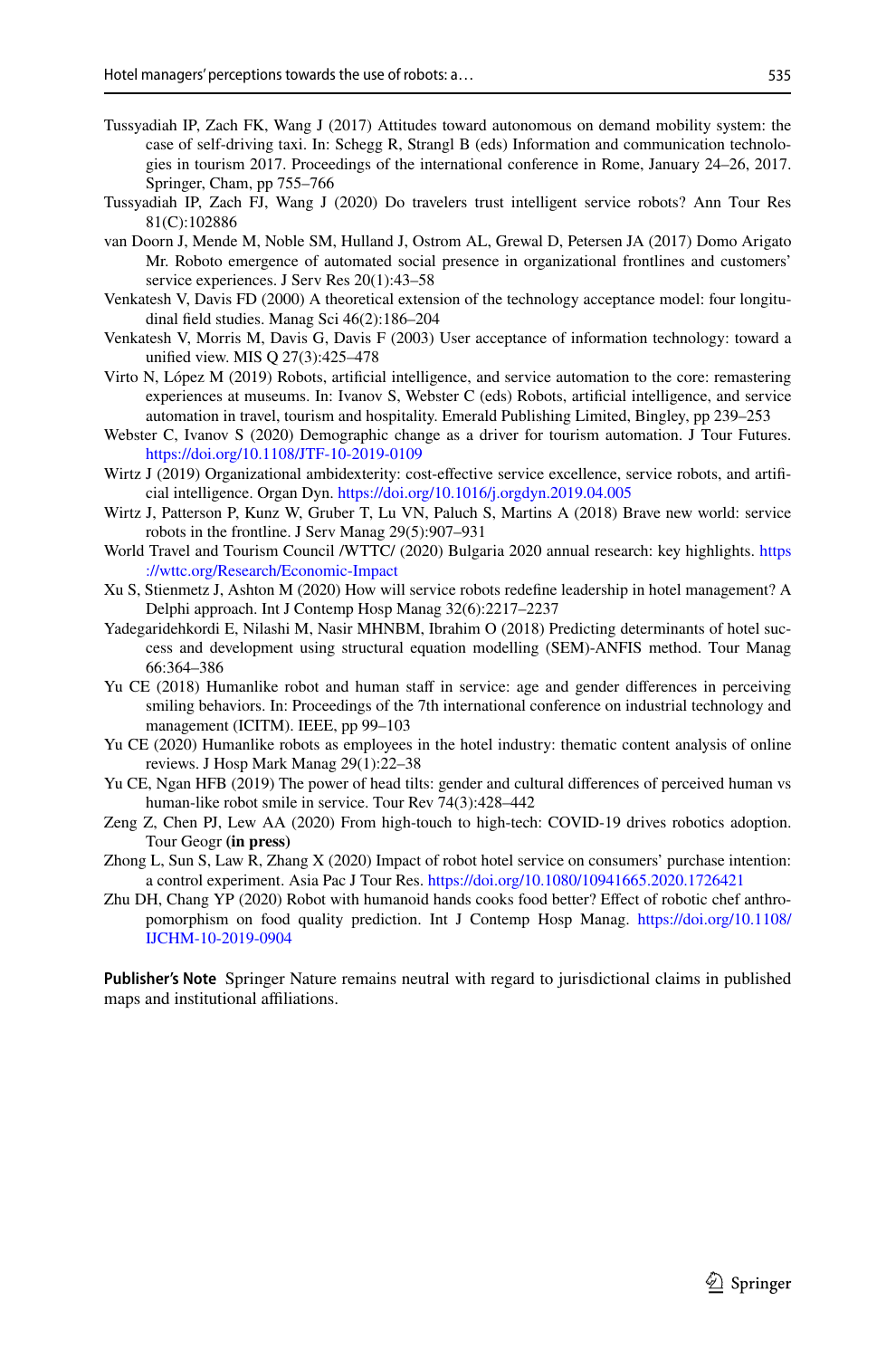Tussyadiah IP, Zach FK, Wang J (2017) Attitudes toward autonomous on demand mobility system: the case of self-driving taxi. In: Schegg R, Strangl B (eds) Information and communication technologies in tourism 2017. Proceedings of the international conference in Rome, January 24–26, 2017. Springer, Cham, pp 755–766

Tussyadiah IP, Zach FJ, Wang J (2020) Do travelers trust intelligent service robots? Ann Tour Res 81(C):102886

van Doorn J, Mende M, Noble SM, Hulland J, Ostrom AL, Grewal D, Petersen JA (2017) Domo Arigato Mr. Roboto emergence of automated social presence in organizational frontlines and customers' service experiences. J Serv Res 20(1):43–58

Venkatesh V, Davis FD (2000) A theoretical extension of the technology acceptance model: four longitudinal field studies. Manag Sci 46(2):186–204

Venkatesh V, Morris M, Davis G, Davis F (2003) User acceptance of information technology: toward a unified view. MIS Q 27(3):425–478

Virto N, López M (2019) Robots, artificial intelligence, and service automation to the core: remastering experiences at museums. In: Ivanov S, Webster C (eds) Robots, artificial intelligence, and service automation in travel, tourism and hospitality. Emerald Publishing Limited, Bingley, pp 239–253

Webster C, Ivanov S (2020) Demographic change as a driver for tourism automation. J Tour Futures. https://doi.org/10.1108/JTF-10-2019-0109

Wirtz J (2019) Organizational ambidexterity: cost-effective service excellence, service robots, and artificial intelligence. Organ Dyn. https://doi.org/10.1016/j.orgdyn.2019.04.005

Wirtz J, Patterson P, Kunz W, Gruber T, Lu VN, Paluch S, Martins A (2018) Brave new world: service robots in the frontline. J Serv Manag 29(5):907–931

World Travel and Tourism Council /WTTC/ (2020) Bulgaria 2020 annual research: key highlights. https://wttc.org/Research/Economic-Impact

Xu S, Stienmetz J, Ashton M (2020) How will service robots redefine leadership in hotel management? A Delphi approach. Int J Contemp Hosp Manag 32(6):2217–2237

Yadegaridehkordi E, Nilashi M, Nasir MHNBM, Ibrahim O (2018) Predicting determinants of hotel success and development using structural equation modelling (SEM)-ANFIS method. Tour Manag 66:364–386

Yu CE (2018) Humanlike robot and human staff in service: age and gender differences in perceiving smiling behaviors. In: Proceedings of the 7th international conference on industrial technology and management (ICITM). IEEE, pp 99–103

Yu CE (2020) Humanlike robots as employees in the hotel industry: thematic content analysis of online reviews. J Hosp Mark Manag 29(1):22–38

Yu CE, Ngan HFB (2019) The power of head tilts: gender and cultural differences of perceived human vs human-like robot smile in service. Tour Rev 74(3):428–442

Zeng Z, Chen PJ, Lew AA (2020) From high-touch to high-tech: COVID-19 drives robotics adoption. Tour Geogr **(in press)**

Zhong L, Sun S, Law R, Zhang X (2020) Impact of robot hotel service on consumers' purchase intention: a control experiment. Asia Pac J Tour Res. https://doi.org/10.1080/10941665.2020.1726421

Zhu DH, Chang YP (2020) Robot with humanoid hands cooks food better? Effect of robotic chef anthropomorphism on food quality prediction. Int J Contemp Hosp Manag. https://doi.org/10.1108/IJCHM-10-2019-0904

**Publisher's Note** Springer Nature remains neutral with regard to jurisdictional claims in published maps and institutional affiliations.